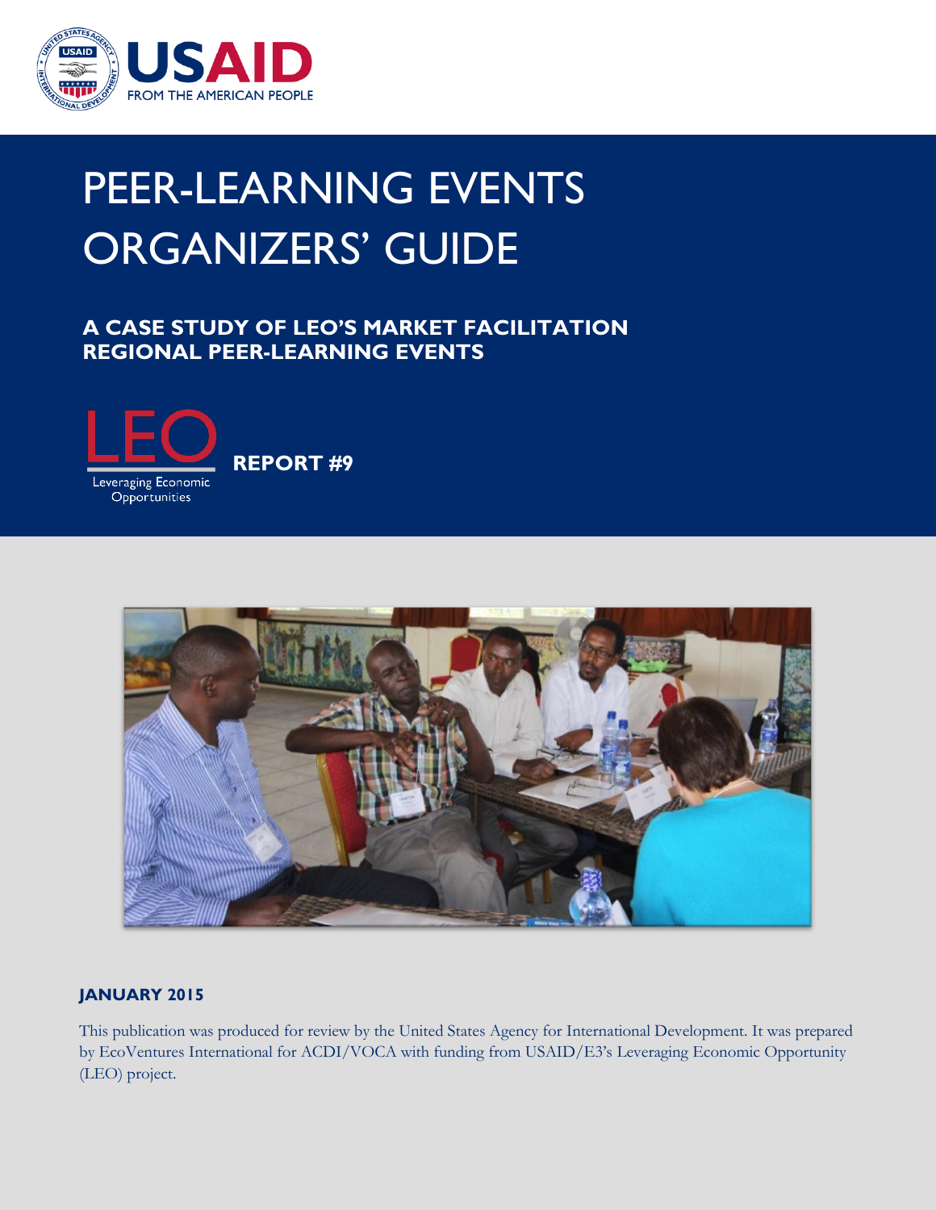USAID

FROM THE AMERICAN PEOPLE

# PEER-LEARNING EVENTS ORGANIZERS' GUIDE

## A CASE STUDY OF LEO'S MARKET FACILITATION REGIONAL PEER-LEARNING EVENTS

LEO

Leveraging Economic Opportunities

**REPORT #9**

**JANUARY 2015**

This publication was produced for review by the United States Agency for International Development. It was prepared by EcoVentures International for ACDI/VOCA with funding from USAID/E3's Leveraging Economic Opportunity (LEO) project.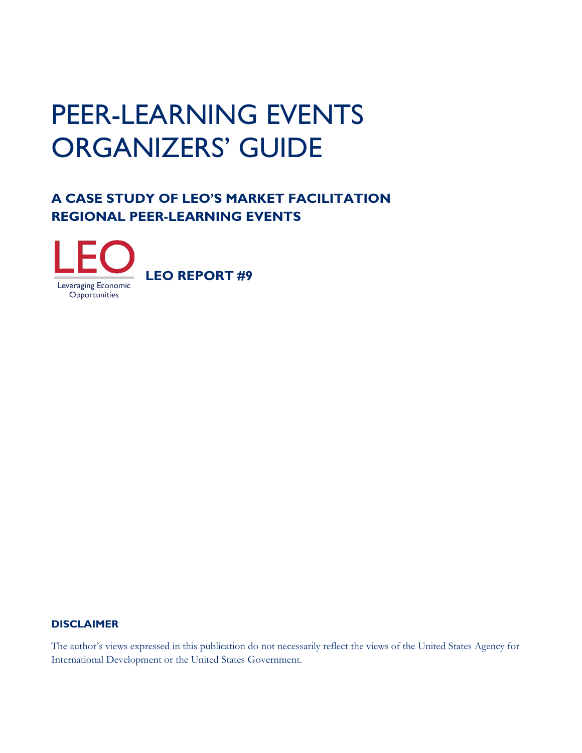# PEER-LEARNING EVENTS ORGANIZERS' GUIDE

## A CASE STUDY OF LEO'S MARKET FACILITATION REGIONAL PEER-LEARNING EVENTS

LEO

Leveraging Economic Opportunities

**LEO REPORT #9**

**DISCLAIMER**

The author's views expressed in this publication do not necessarily reflect the views of the United States Agency for International Development or the United States Government.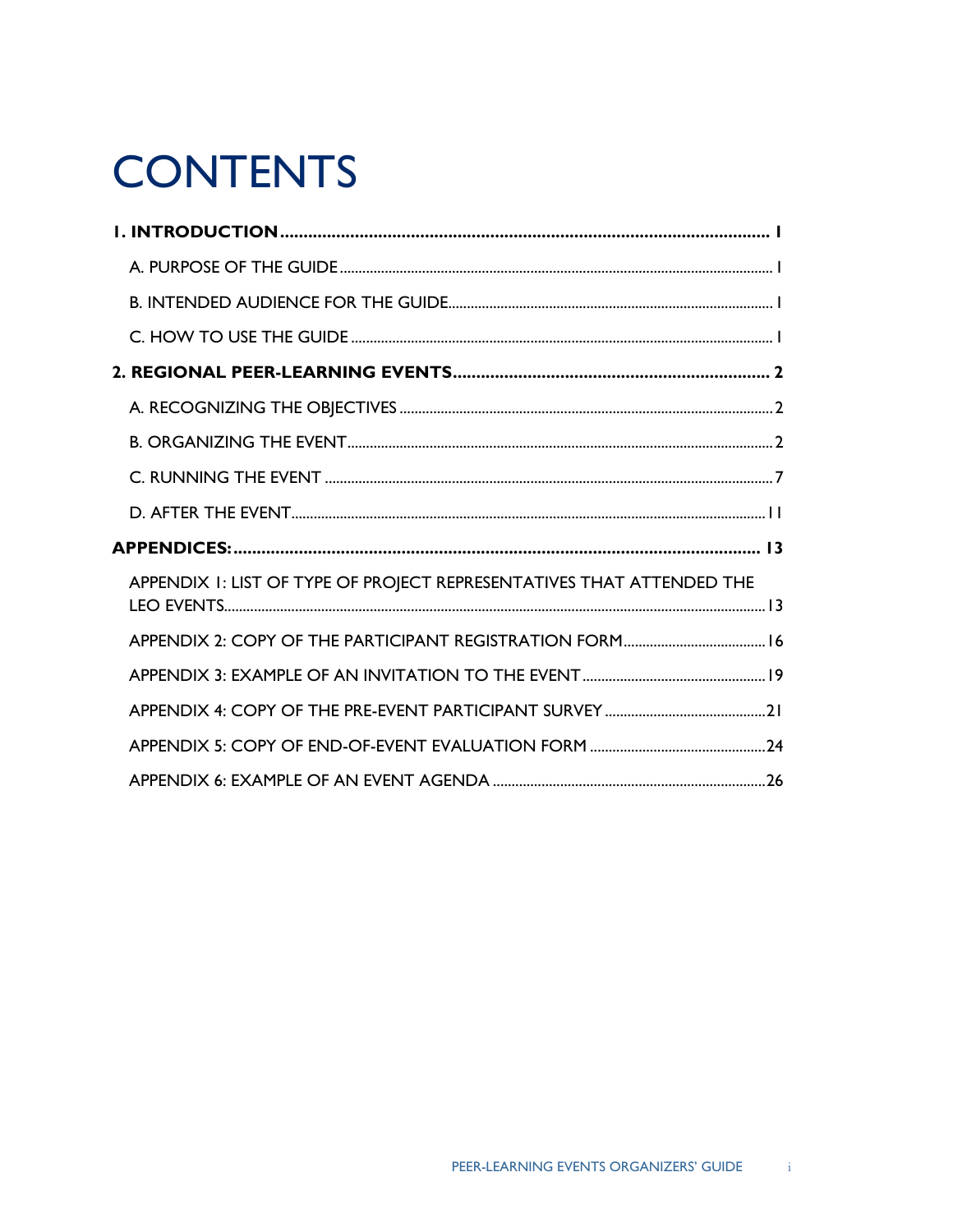# CONTENTS

**1. INTRODUCTION .......... 1**

- A. PURPOSE OF THE GUIDE .......... 1
- B. INTENDED AUDIENCE FOR THE GUIDE .......... 1
- C. HOW TO USE THE GUIDE .......... 1

**2. REGIONAL PEER-LEARNING EVENTS .......... 2**

- A. RECOGNIZING THE OBJECTIVES .......... 2
- B. ORGANIZING THE EVENT .......... 2
- C. RUNNING THE EVENT .......... 7
- D. AFTER THE EVENT .......... 11

**APPENDICES: .......... 13**

- APPENDIX 1: LIST OF TYPE OF PROJECT REPRESENTATIVES THAT ATTENDED THE LEO EVENTS .......... 13
- APPENDIX 2: COPY OF THE PARTICIPANT REGISTRATION FORM .......... 16
- APPENDIX 3: EXAMPLE OF AN INVITATION TO THE EVENT .......... 19
- APPENDIX 4: COPY OF THE PRE-EVENT PARTICIPANT SURVEY .......... 21
- APPENDIX 5: COPY OF END-OF-EVENT EVALUATION FORM .......... 24
- APPENDIX 6: EXAMPLE OF AN EVENT AGENDA .......... 26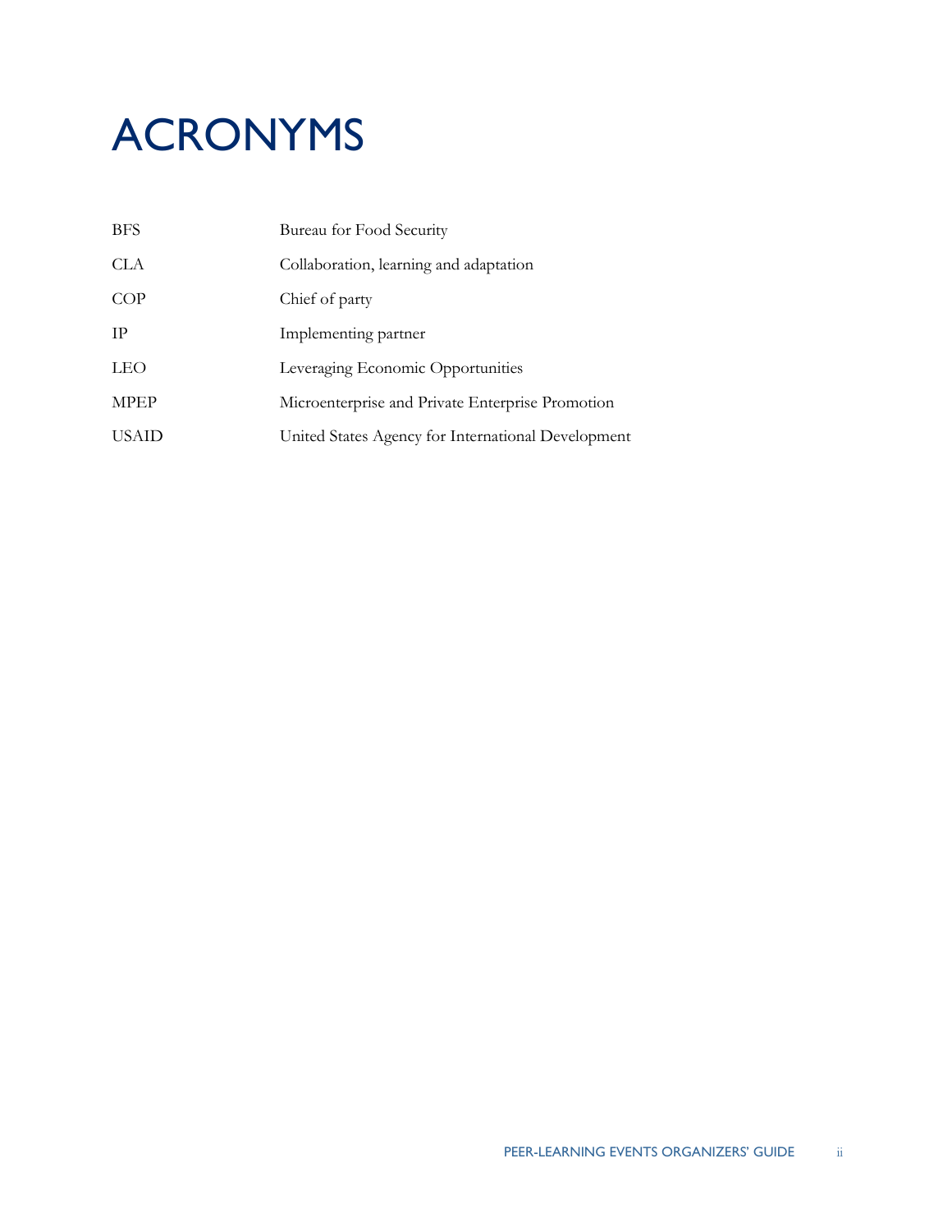# ACRONYMS

| | |
|---|---|
| BFS | Bureau for Food Security |
| CLA | Collaboration, learning and adaptation |
| COP | Chief of party |
| IP | Implementing partner |
| LEO | Leveraging Economic Opportunities |
| MPEP | Microenterprise and Private Enterprise Promotion |
| USAID | United States Agency for International Development |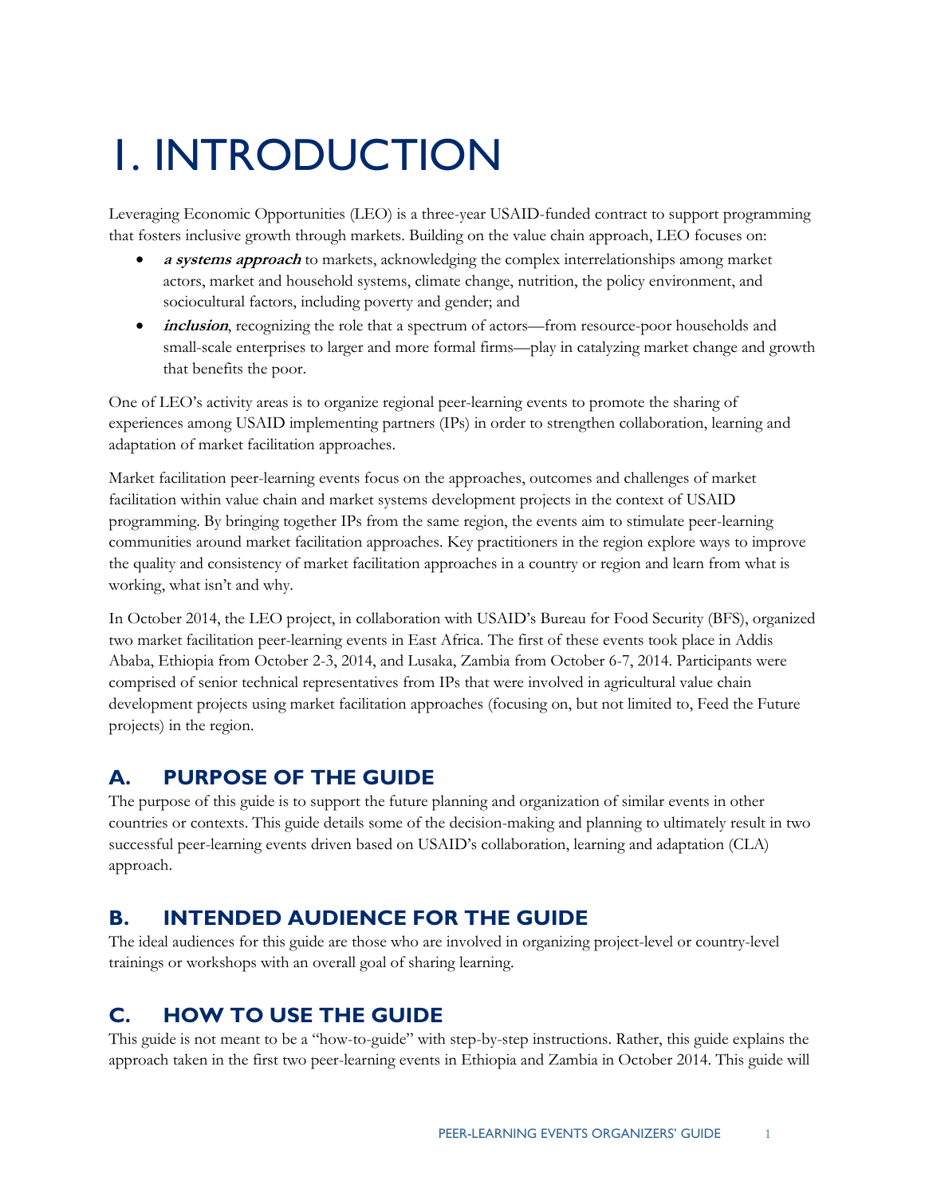# I. INTRODUCTION

Leveraging Economic Opportunities (LEO) is a three-year USAID-funded contract to support programming that fosters inclusive growth through markets. Building on the value chain approach, LEO focuses on:

- ***a systems approach*** to markets, acknowledging the complex interrelationships among market actors, market and household systems, climate change, nutrition, the policy environment, and sociocultural factors, including poverty and gender; and
- ***inclusion***, recognizing the role that a spectrum of actors—from resource-poor households and small-scale enterprises to larger and more formal firms—play in catalyzing market change and growth that benefits the poor.

One of LEO's activity areas is to organize regional peer-learning events to promote the sharing of experiences among USAID implementing partners (IPs) in order to strengthen collaboration, learning and adaptation of market facilitation approaches.

Market facilitation peer-learning events focus on the approaches, outcomes and challenges of market facilitation within value chain and market systems development projects in the context of USAID programming. By bringing together IPs from the same region, the events aim to stimulate peer-learning communities around market facilitation approaches. Key practitioners in the region explore ways to improve the quality and consistency of market facilitation approaches in a country or region and learn from what is working, what isn't and why.

In October 2014, the LEO project, in collaboration with USAID's Bureau for Food Security (BFS), organized two market facilitation peer-learning events in East Africa. The first of these events took place in Addis Ababa, Ethiopia from October 2-3, 2014, and Lusaka, Zambia from October 6-7, 2014. Participants were comprised of senior technical representatives from IPs that were involved in agricultural value chain development projects using market facilitation approaches (focusing on, but not limited to, Feed the Future projects) in the region.

## A. PURPOSE OF THE GUIDE

The purpose of this guide is to support the future planning and organization of similar events in other countries or contexts. This guide details some of the decision-making and planning to ultimately result in two successful peer-learning events driven based on USAID's collaboration, learning and adaptation (CLA) approach.

## B. INTENDED AUDIENCE FOR THE GUIDE

The ideal audiences for this guide are those who are involved in organizing project-level or country-level trainings or workshops with an overall goal of sharing learning.

## C. HOW TO USE THE GUIDE

This guide is not meant to be a "how-to-guide" with step-by-step instructions. Rather, this guide explains the approach taken in the first two peer-learning events in Ethiopia and Zambia in October 2014. This guide will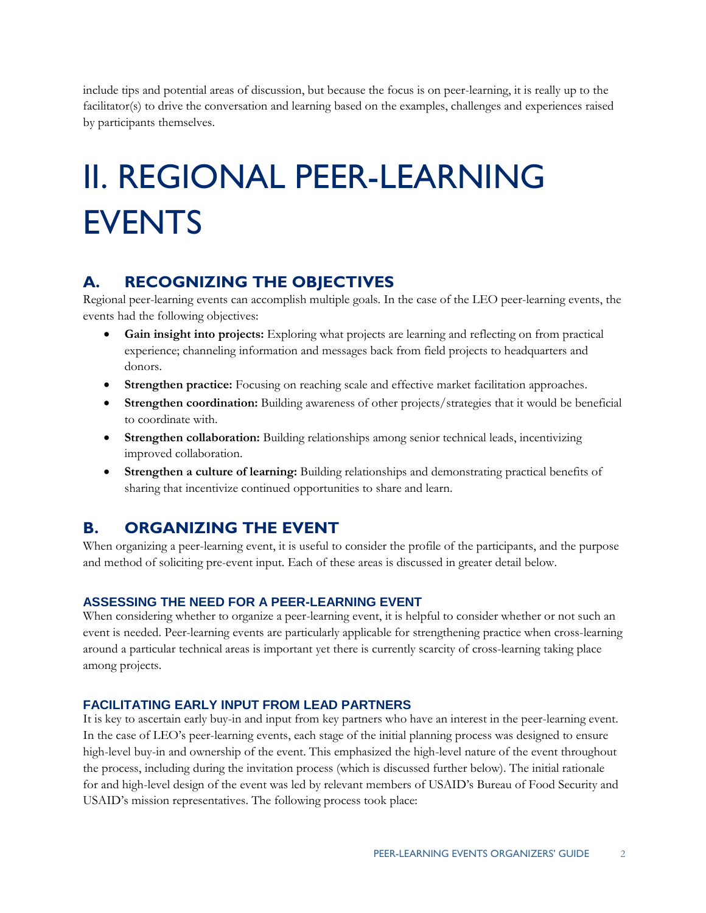include tips and potential areas of discussion, but because the focus is on peer-learning, it is really up to the facilitator(s) to drive the conversation and learning based on the examples, challenges and experiences raised by participants themselves.

# II. REGIONAL PEER-LEARNING EVENTS

## A. RECOGNIZING THE OBJECTIVES

Regional peer-learning events can accomplish multiple goals. In the case of the LEO peer-learning events, the events had the following objectives:

- **Gain insight into projects:** Exploring what projects are learning and reflecting on from practical experience; channeling information and messages back from field projects to headquarters and donors.
- **Strengthen practice:** Focusing on reaching scale and effective market facilitation approaches.
- **Strengthen coordination:** Building awareness of other projects/strategies that it would be beneficial to coordinate with.
- **Strengthen collaboration:** Building relationships among senior technical leads, incentivizing improved collaboration.
- **Strengthen a culture of learning:** Building relationships and demonstrating practical benefits of sharing that incentivize continued opportunities to share and learn.

## B. ORGANIZING THE EVENT

When organizing a peer-learning event, it is useful to consider the profile of the participants, and the purpose and method of soliciting pre-event input. Each of these areas is discussed in greater detail below.

### ASSESSING THE NEED FOR A PEER-LEARNING EVENT

When considering whether to organize a peer-learning event, it is helpful to consider whether or not such an event is needed. Peer-learning events are particularly applicable for strengthening practice when cross-learning around a particular technical areas is important yet there is currently scarcity of cross-learning taking place among projects.

### FACILITATING EARLY INPUT FROM LEAD PARTNERS

It is key to ascertain early buy-in and input from key partners who have an interest in the peer-learning event. In the case of LEO's peer-learning events, each stage of the initial planning process was designed to ensure high-level buy-in and ownership of the event. This emphasized the high-level nature of the event throughout the process, including during the invitation process (which is discussed further below). The initial rationale for and high-level design of the event was led by relevant members of USAID's Bureau of Food Security and USAID's mission representatives. The following process took place: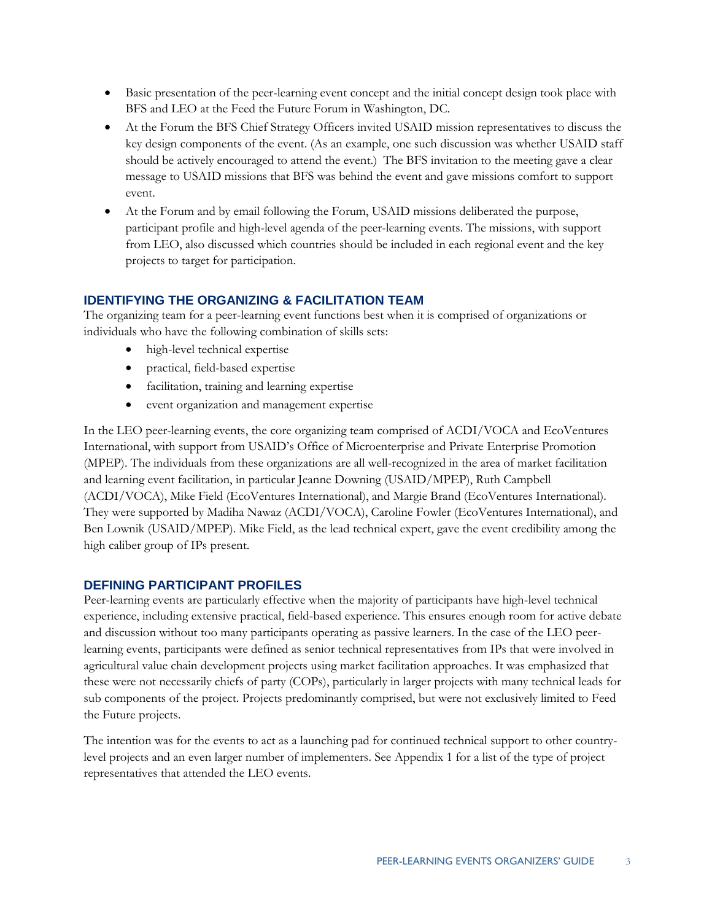- Basic presentation of the peer-learning event concept and the initial concept design took place with BFS and LEO at the Feed the Future Forum in Washington, DC.
- At the Forum the BFS Chief Strategy Officers invited USAID mission representatives to discuss the key design components of the event. (As an example, one such discussion was whether USAID staff should be actively encouraged to attend the event.) The BFS invitation to the meeting gave a clear message to USAID missions that BFS was behind the event and gave missions comfort to support event.
- At the Forum and by email following the Forum, USAID missions deliberated the purpose, participant profile and high-level agenda of the peer-learning events. The missions, with support from LEO, also discussed which countries should be included in each regional event and the key projects to target for participation.

## IDENTIFYING THE ORGANIZING & FACILITATION TEAM

The organizing team for a peer-learning event functions best when it is comprised of organizations or individuals who have the following combination of skills sets:

- high-level technical expertise
- practical, field-based expertise
- facilitation, training and learning expertise
- event organization and management expertise

In the LEO peer-learning events, the core organizing team comprised of ACDI/VOCA and EcoVentures International, with support from USAID's Office of Microenterprise and Private Enterprise Promotion (MPEP). The individuals from these organizations are all well-recognized in the area of market facilitation and learning event facilitation, in particular Jeanne Downing (USAID/MPEP), Ruth Campbell (ACDI/VOCA), Mike Field (EcoVentures International), and Margie Brand (EcoVentures International). They were supported by Madiha Nawaz (ACDI/VOCA), Caroline Fowler (EcoVentures International), and Ben Lownik (USAID/MPEP). Mike Field, as the lead technical expert, gave the event credibility among the high caliber group of IPs present.

## DEFINING PARTICIPANT PROFILES

Peer-learning events are particularly effective when the majority of participants have high-level technical experience, including extensive practical, field-based experience. This ensures enough room for active debate and discussion without too many participants operating as passive learners. In the case of the LEO peer-learning events, participants were defined as senior technical representatives from IPs that were involved in agricultural value chain development projects using market facilitation approaches. It was emphasized that these were not necessarily chiefs of party (COPs), particularly in larger projects with many technical leads for sub components of the project. Projects predominantly comprised, but were not exclusively limited to Feed the Future projects.

The intention was for the events to act as a launching pad for continued technical support to other country-level projects and an even larger number of implementers. See Appendix 1 for a list of the type of project representatives that attended the LEO events.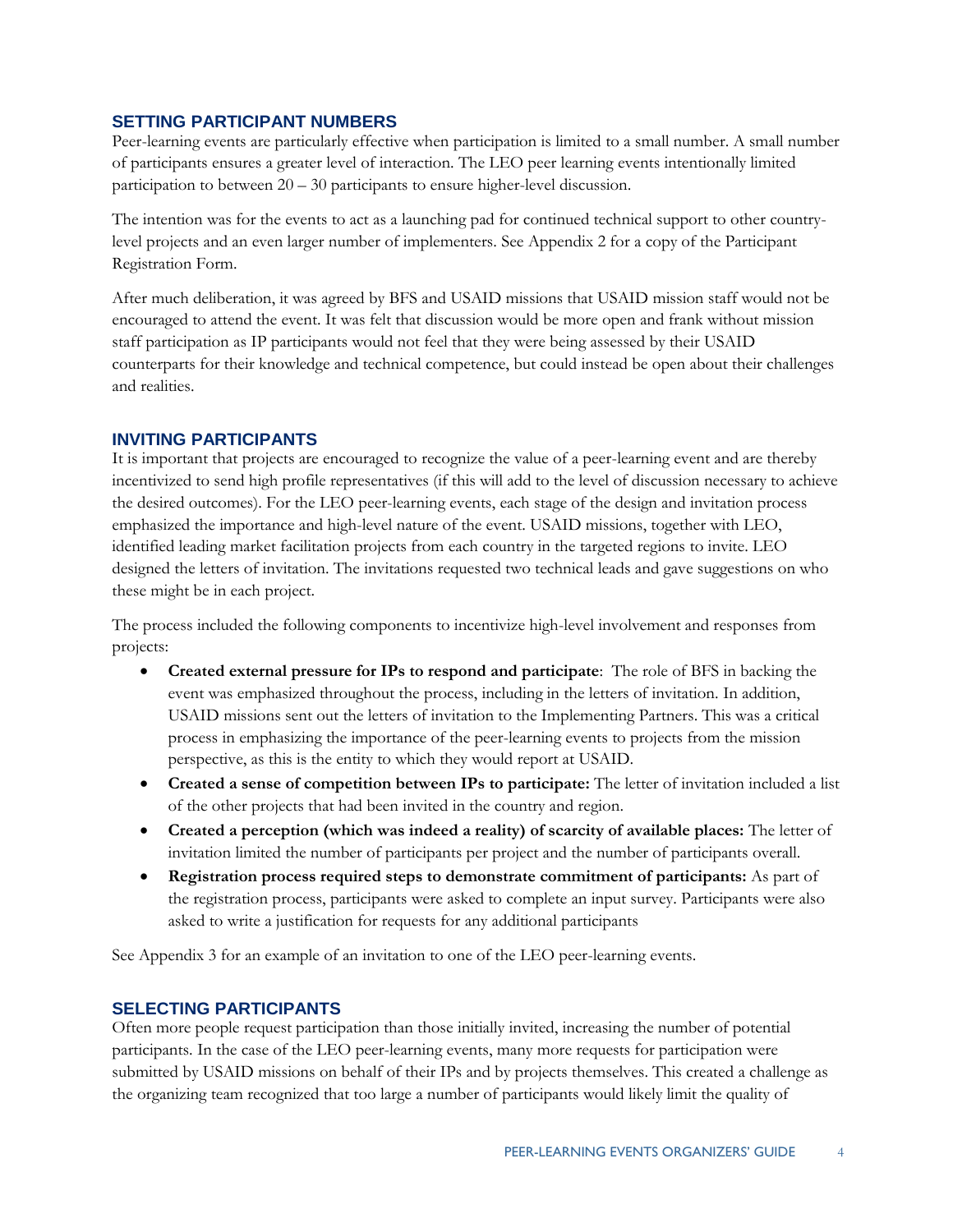### SETTING PARTICIPANT NUMBERS

Peer-learning events are particularly effective when participation is limited to a small number. A small number of participants ensures a greater level of interaction. The LEO peer learning events intentionally limited participation to between 20 – 30 participants to ensure higher-level discussion.

The intention was for the events to act as a launching pad for continued technical support to other country-level projects and an even larger number of implementers. See Appendix 2 for a copy of the Participant Registration Form.

After much deliberation, it was agreed by BFS and USAID missions that USAID mission staff would not be encouraged to attend the event. It was felt that discussion would be more open and frank without mission staff participation as IP participants would not feel that they were being assessed by their USAID counterparts for their knowledge and technical competence, but could instead be open about their challenges and realities.

### INVITING PARTICIPANTS

It is important that projects are encouraged to recognize the value of a peer-learning event and are thereby incentivized to send high profile representatives (if this will add to the level of discussion necessary to achieve the desired outcomes). For the LEO peer-learning events, each stage of the design and invitation process emphasized the importance and high-level nature of the event. USAID missions, together with LEO, identified leading market facilitation projects from each country in the targeted regions to invite. LEO designed the letters of invitation. The invitations requested two technical leads and gave suggestions on who these might be in each project.

The process included the following components to incentivize high-level involvement and responses from projects:

- **Created external pressure for IPs to respond and participate**: The role of BFS in backing the event was emphasized throughout the process, including in the letters of invitation. In addition, USAID missions sent out the letters of invitation to the Implementing Partners. This was a critical process in emphasizing the importance of the peer-learning events to projects from the mission perspective, as this is the entity to which they would report at USAID.
- **Created a sense of competition between IPs to participate:** The letter of invitation included a list of the other projects that had been invited in the country and region.
- **Created a perception (which was indeed a reality) of scarcity of available places:** The letter of invitation limited the number of participants per project and the number of participants overall.
- **Registration process required steps to demonstrate commitment of participants:** As part of the registration process, participants were asked to complete an input survey. Participants were also asked to write a justification for requests for any additional participants

See Appendix 3 for an example of an invitation to one of the LEO peer-learning events.

### SELECTING PARTICIPANTS

Often more people request participation than those initially invited, increasing the number of potential participants. In the case of the LEO peer-learning events, many more requests for participation were submitted by USAID missions on behalf of their IPs and by projects themselves. This created a challenge as the organizing team recognized that too large a number of participants would likely limit the quality of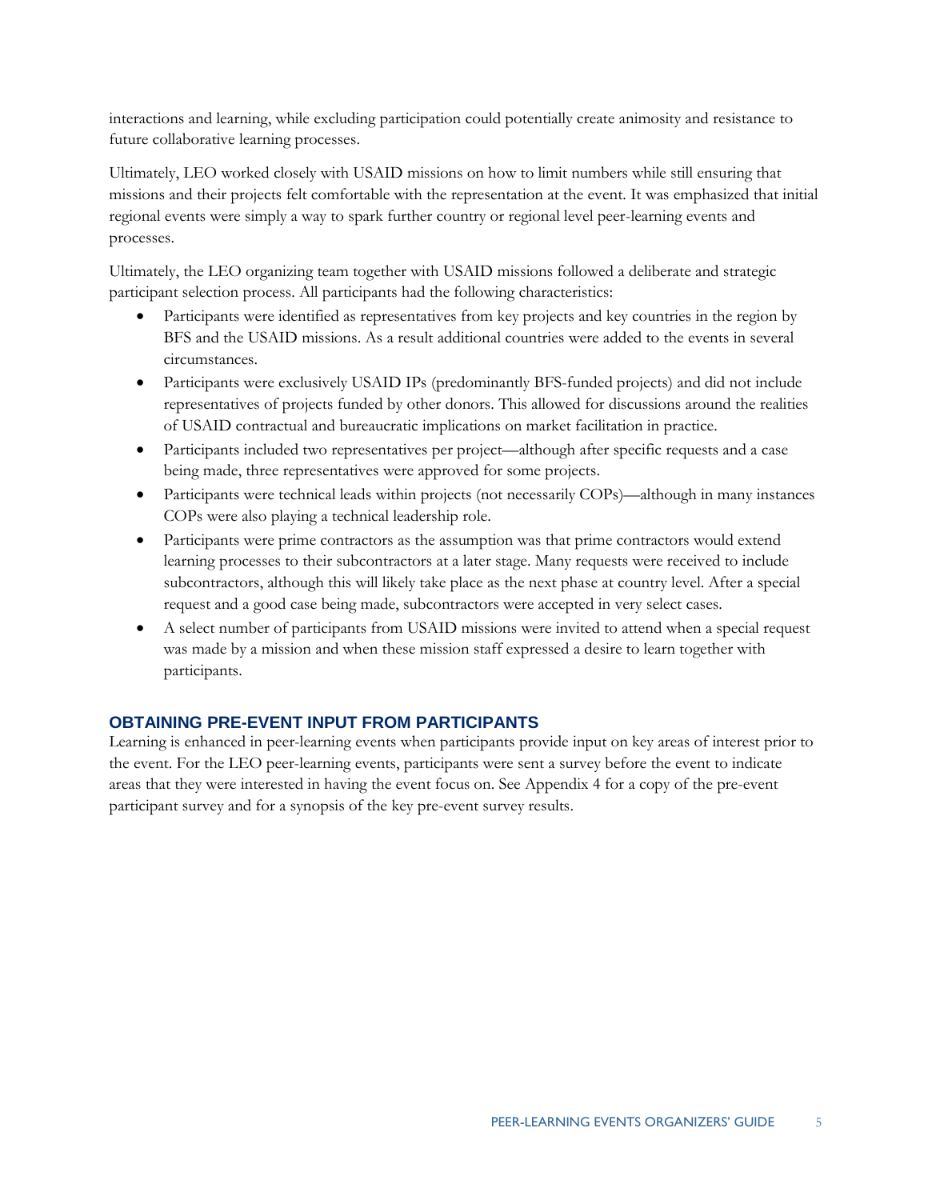interactions and learning, while excluding participation could potentially create animosity and resistance to future collaborative learning processes.

Ultimately, LEO worked closely with USAID missions on how to limit numbers while still ensuring that missions and their projects felt comfortable with the representation at the event. It was emphasized that initial regional events were simply a way to spark further country or regional level peer-learning events and processes.

Ultimately, the LEO organizing team together with USAID missions followed a deliberate and strategic participant selection process. All participants had the following characteristics:

- Participants were identified as representatives from key projects and key countries in the region by BFS and the USAID missions. As a result additional countries were added to the events in several circumstances.
- Participants were exclusively USAID IPs (predominantly BFS-funded projects) and did not include representatives of projects funded by other donors. This allowed for discussions around the realities of USAID contractual and bureaucratic implications on market facilitation in practice.
- Participants included two representatives per project—although after specific requests and a case being made, three representatives were approved for some projects.
- Participants were technical leads within projects (not necessarily COPs)—although in many instances COPs were also playing a technical leadership role.
- Participants were prime contractors as the assumption was that prime contractors would extend learning processes to their subcontractors at a later stage. Many requests were received to include subcontractors, although this will likely take place as the next phase at country level. After a special request and a good case being made, subcontractors were accepted in very select cases.
- A select number of participants from USAID missions were invited to attend when a special request was made by a mission and when these mission staff expressed a desire to learn together with participants.

## OBTAINING PRE-EVENT INPUT FROM PARTICIPANTS

Learning is enhanced in peer-learning events when participants provide input on key areas of interest prior to the event. For the LEO peer-learning events, participants were sent a survey before the event to indicate areas that they were interested in having the event focus on. See Appendix 4 for a copy of the pre-event participant survey and for a synopsis of the key pre-event survey results.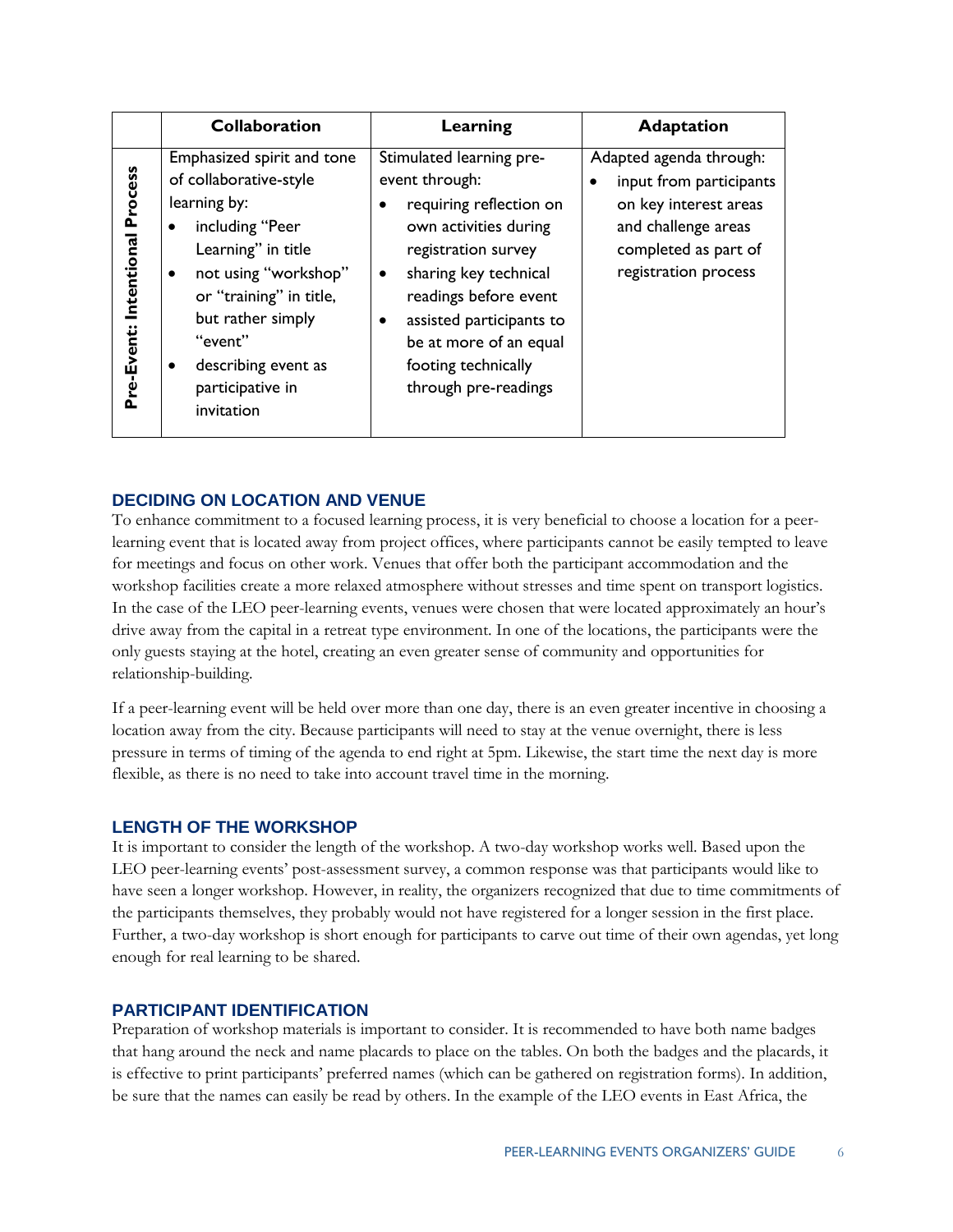| | Collaboration | Learning | Adaptation |
|---|---|---|---|
| **Pre-Event: Intentional Process** | Emphasized spirit and tone of collaborative-style learning by:<br>• including "Peer Learning" in title<br>• not using "workshop" or "training" in title, but rather simply "event"<br>• describing event as participative in invitation | Stimulated learning pre-event through:<br>• requiring reflection on own activities during registration survey<br>• sharing key technical readings before event<br>• assisted participants to be at more of an equal footing technically through pre-readings | Adapted agenda through:<br>• input from participants on key interest areas and challenge areas completed as part of registration process |

### DECIDING ON LOCATION AND VENUE

To enhance commitment to a focused learning process, it is very beneficial to choose a location for a peer-learning event that is located away from project offices, where participants cannot be easily tempted to leave for meetings and focus on other work. Venues that offer both the participant accommodation and the workshop facilities create a more relaxed atmosphere without stresses and time spent on transport logistics. In the case of the LEO peer-learning events, venues were chosen that were located approximately an hour's drive away from the capital in a retreat type environment. In one of the locations, the participants were the only guests staying at the hotel, creating an even greater sense of community and opportunities for relationship-building.

If a peer-learning event will be held over more than one day, there is an even greater incentive in choosing a location away from the city. Because participants will need to stay at the venue overnight, there is less pressure in terms of timing of the agenda to end right at 5pm. Likewise, the start time the next day is more flexible, as there is no need to take into account travel time in the morning.

### LENGTH OF THE WORKSHOP

It is important to consider the length of the workshop. A two-day workshop works well. Based upon the LEO peer-learning events' post-assessment survey, a common response was that participants would like to have seen a longer workshop. However, in reality, the organizers recognized that due to time commitments of the participants themselves, they probably would not have registered for a longer session in the first place. Further, a two-day workshop is short enough for participants to carve out time of their own agendas, yet long enough for real learning to be shared.

### PARTICIPANT IDENTIFICATION

Preparation of workshop materials is important to consider. It is recommended to have both name badges that hang around the neck and name placards to place on the tables. On both the badges and the placards, it is effective to print participants' preferred names (which can be gathered on registration forms). In addition, be sure that the names can easily be read by others. In the example of the LEO events in East Africa, the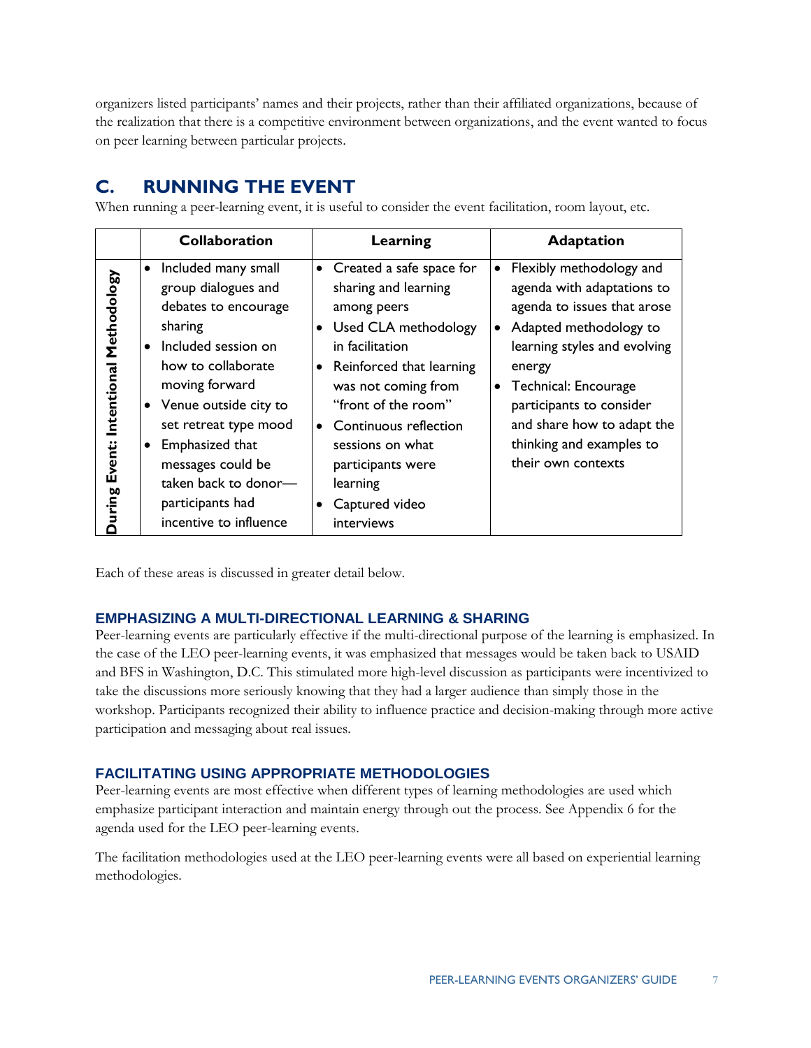organizers listed participants' names and their projects, rather than their affiliated organizations, because of the realization that there is a competitive environment between organizations, and the event wanted to focus on peer learning between particular projects.

## C. RUNNING THE EVENT

When running a peer-learning event, it is useful to consider the event facilitation, room layout, etc.

| | Collaboration | Learning | Adaptation |
|---|---|---|---|
| **During Event: Intentional Methodology** | • Included many small group dialogues and debates to encourage sharing<br>• Included session on how to collaborate moving forward<br>• Venue outside city to set retreat type mood<br>• Emphasized that messages could be taken back to donor—participants had incentive to influence | • Created a safe space for sharing and learning among peers<br>• Used CLA methodology in facilitation<br>• Reinforced that learning was not coming from "front of the room"<br>• Continuous reflection sessions on what participants were learning<br>• Captured video interviews | • Flexibly methodology and agenda with adaptations to agenda to issues that arose<br>• Adapted methodology to learning styles and evolving energy<br>• Technical: Encourage participants to consider and share how to adapt the thinking and examples to their own contexts |

Each of these areas is discussed in greater detail below.

### EMPHASIZING A MULTI-DIRECTIONAL LEARNING & SHARING

Peer-learning events are particularly effective if the multi-directional purpose of the learning is emphasized. In the case of the LEO peer-learning events, it was emphasized that messages would be taken back to USAID and BFS in Washington, D.C. This stimulated more high-level discussion as participants were incentivized to take the discussions more seriously knowing that they had a larger audience than simply those in the workshop. Participants recognized their ability to influence practice and decision-making through more active participation and messaging about real issues.

### FACILITATING USING APPROPRIATE METHODOLOGIES

Peer-learning events are most effective when different types of learning methodologies are used which emphasize participant interaction and maintain energy through out the process. See Appendix 6 for the agenda used for the LEO peer-learning events.

The facilitation methodologies used at the LEO peer-learning events were all based on experiential learning methodologies.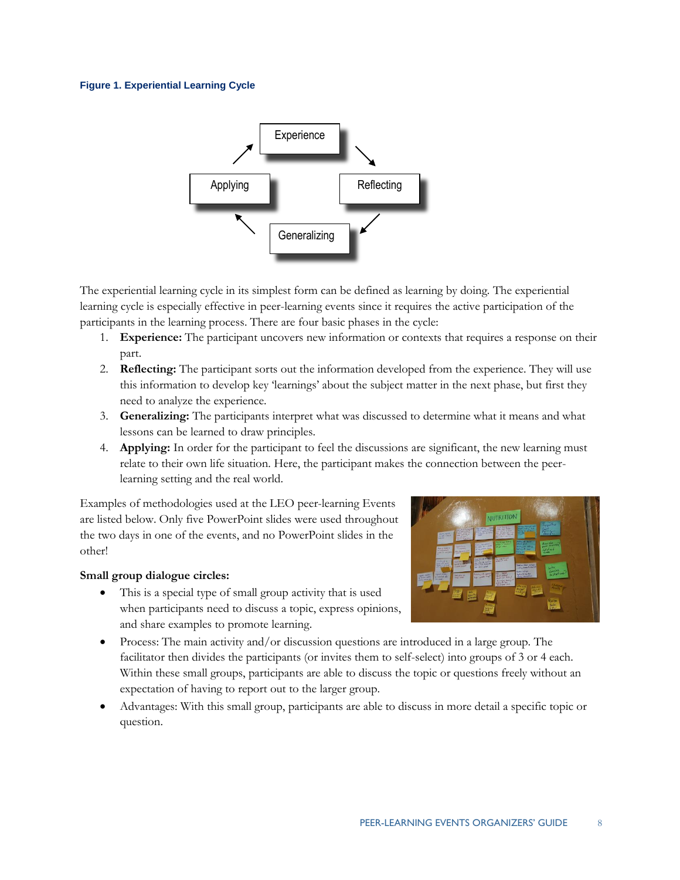**Figure 1. Experiential Learning Cycle**

The experiential learning cycle in its simplest form can be defined as learning by doing. The experiential learning cycle is especially effective in peer-learning events since it requires the active participation of the participants in the learning process. There are four basic phases in the cycle:

1. **Experience:** The participant uncovers new information or contexts that requires a response on their part.
2. **Reflecting:** The participant sorts out the information developed from the experience. They will use this information to develop key 'learnings' about the subject matter in the next phase, but first they need to analyze the experience.
3. **Generalizing:** The participants interpret what was discussed to determine what it means and what lessons can be learned to draw principles.
4. **Applying:** In order for the participant to feel the discussions are significant, the new learning must relate to their own life situation. Here, the participant makes the connection between the peer-learning setting and the real world.

Examples of methodologies used at the LEO peer-learning Events are listed below. Only five PowerPoint slides were used throughout the two days in one of the events, and no PowerPoint slides in the other!

**Small group dialogue circles:**

- This is a special type of small group activity that is used when participants need to discuss a topic, express opinions, and share examples to promote learning.
- Process: The main activity and/or discussion questions are introduced in a large group. The facilitator then divides the participants (or invites them to self-select) into groups of 3 or 4 each. Within these small groups, participants are able to discuss the topic or questions freely without an expectation of having to report out to the larger group.
- Advantages: With this small group, participants are able to discuss in more detail a specific topic or question.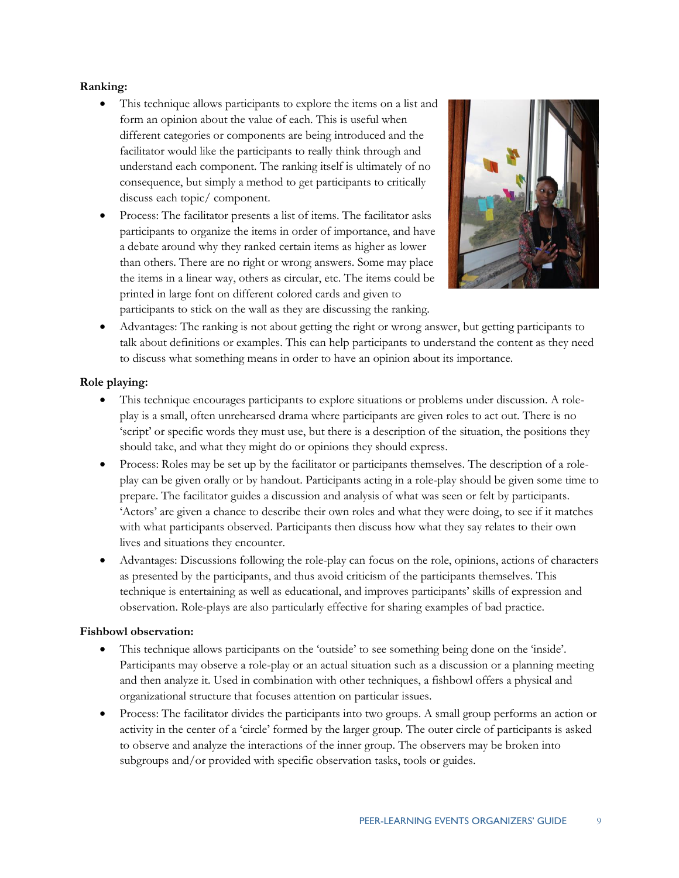**Ranking:**

- This technique allows participants to explore the items on a list and form an opinion about the value of each. This is useful when different categories or components are being introduced and the facilitator would like the participants to really think through and understand each component. The ranking itself is ultimately of no consequence, but simply a method to get participants to critically discuss each topic/ component.
- Process: The facilitator presents a list of items. The facilitator asks participants to organize the items in order of importance, and have a debate around why they ranked certain items as higher as lower than others. There are no right or wrong answers. Some may place the items in a linear way, others as circular, etc. The items could be printed in large font on different colored cards and given to participants to stick on the wall as they are discussing the ranking.
- Advantages: The ranking is not about getting the right or wrong answer, but getting participants to talk about definitions or examples. This can help participants to understand the content as they need to discuss what something means in order to have an opinion about its importance.

**Role playing:**

- This technique encourages participants to explore situations or problems under discussion. A role-play is a small, often unrehearsed drama where participants are given roles to act out. There is no 'script' or specific words they must use, but there is a description of the situation, the positions they should take, and what they might do or opinions they should express.
- Process: Roles may be set up by the facilitator or participants themselves. The description of a role-play can be given orally or by handout. Participants acting in a role-play should be given some time to prepare. The facilitator guides a discussion and analysis of what was seen or felt by participants. 'Actors' are given a chance to describe their own roles and what they were doing, to see if it matches with what participants observed. Participants then discuss how what they say relates to their own lives and situations they encounter.
- Advantages: Discussions following the role-play can focus on the role, opinions, actions of characters as presented by the participants, and thus avoid criticism of the participants themselves. This technique is entertaining as well as educational, and improves participants' skills of expression and observation. Role-plays are also particularly effective for sharing examples of bad practice.

**Fishbowl observation:**

- This technique allows participants on the 'outside' to see something being done on the 'inside'. Participants may observe a role-play or an actual situation such as a discussion or a planning meeting and then analyze it. Used in combination with other techniques, a fishbowl offers a physical and organizational structure that focuses attention on particular issues.
- Process: The facilitator divides the participants into two groups. A small group performs an action or activity in the center of a 'circle' formed by the larger group. The outer circle of participants is asked to observe and analyze the interactions of the inner group. The observers may be broken into subgroups and/or provided with specific observation tasks, tools or guides.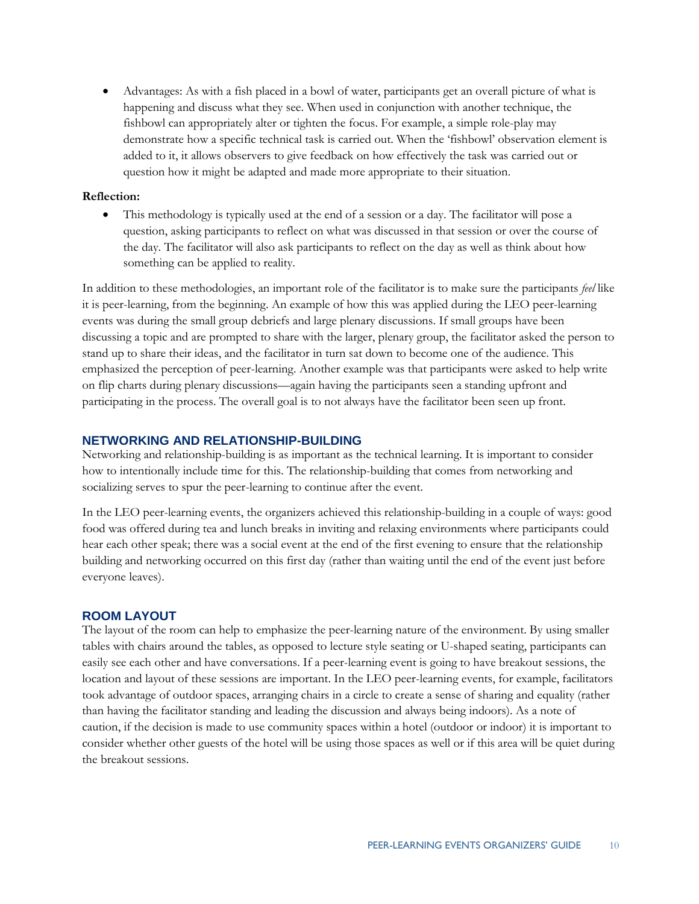- Advantages: As with a fish placed in a bowl of water, participants get an overall picture of what is happening and discuss what they see. When used in conjunction with another technique, the fishbowl can appropriately alter or tighten the focus. For example, a simple role-play may demonstrate how a specific technical task is carried out. When the 'fishbowl' observation element is added to it, it allows observers to give feedback on how effectively the task was carried out or question how it might be adapted and made more appropriate to their situation.

**Reflection:**

- This methodology is typically used at the end of a session or a day. The facilitator will pose a question, asking participants to reflect on what was discussed in that session or over the course of the day. The facilitator will also ask participants to reflect on the day as well as think about how something can be applied to reality.

In addition to these methodologies, an important role of the facilitator is to make sure the participants *feel* like it is peer-learning, from the beginning. An example of how this was applied during the LEO peer-learning events was during the small group debriefs and large plenary discussions. If small groups have been discussing a topic and are prompted to share with the larger, plenary group, the facilitator asked the person to stand up to share their ideas, and the facilitator in turn sat down to become one of the audience. This emphasized the perception of peer-learning. Another example was that participants were asked to help write on flip charts during plenary discussions—again having the participants seen a standing upfront and participating in the process. The overall goal is to not always have the facilitator been seen up front.

## NETWORKING AND RELATIONSHIP-BUILDING

Networking and relationship-building is as important as the technical learning. It is important to consider how to intentionally include time for this. The relationship-building that comes from networking and socializing serves to spur the peer-learning to continue after the event.

In the LEO peer-learning events, the organizers achieved this relationship-building in a couple of ways: good food was offered during tea and lunch breaks in inviting and relaxing environments where participants could hear each other speak; there was a social event at the end of the first evening to ensure that the relationship building and networking occurred on this first day (rather than waiting until the end of the event just before everyone leaves).

## ROOM LAYOUT

The layout of the room can help to emphasize the peer-learning nature of the environment. By using smaller tables with chairs around the tables, as opposed to lecture style seating or U-shaped seating, participants can easily see each other and have conversations. If a peer-learning event is going to have breakout sessions, the location and layout of these sessions are important. In the LEO peer-learning events, for example, facilitators took advantage of outdoor spaces, arranging chairs in a circle to create a sense of sharing and equality (rather than having the facilitator standing and leading the discussion and always being indoors). As a note of caution, if the decision is made to use community spaces within a hotel (outdoor or indoor) it is important to consider whether other guests of the hotel will be using those spaces as well or if this area will be quiet during the breakout sessions.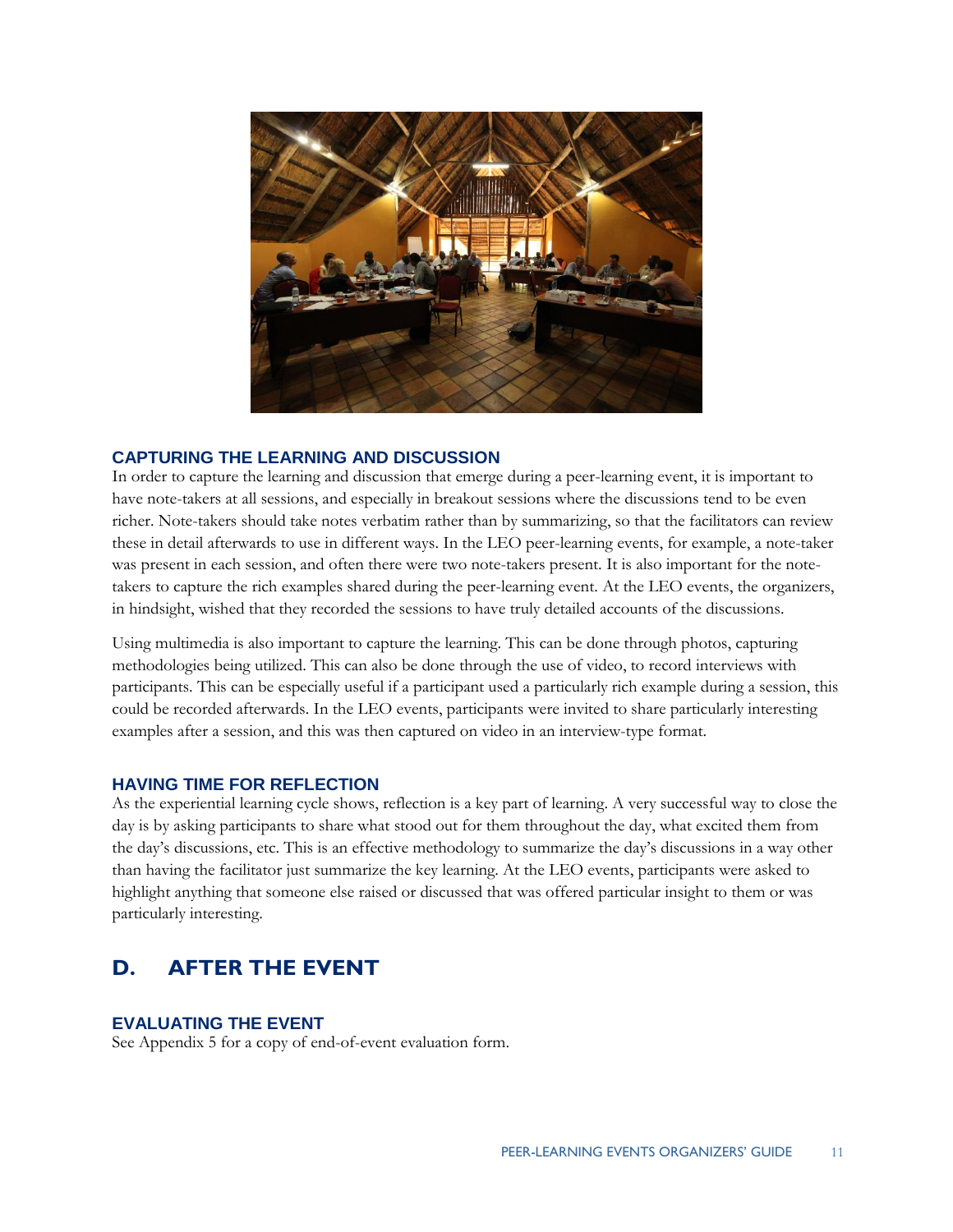### CAPTURING THE LEARNING AND DISCUSSION

In order to capture the learning and discussion that emerge during a peer-learning event, it is important to have note-takers at all sessions, and especially in breakout sessions where the discussions tend to be even richer. Note-takers should take notes verbatim rather than by summarizing, so that the facilitators can review these in detail afterwards to use in different ways. In the LEO peer-learning events, for example, a note-taker was present in each session, and often there were two note-takers present. It is also important for the note-takers to capture the rich examples shared during the peer-learning event. At the LEO events, the organizers, in hindsight, wished that they recorded the sessions to have truly detailed accounts of the discussions.

Using multimedia is also important to capture the learning. This can be done through photos, capturing methodologies being utilized. This can also be done through the use of video, to record interviews with participants. This can be especially useful if a participant used a particularly rich example during a session, this could be recorded afterwards. In the LEO events, participants were invited to share particularly interesting examples after a session, and this was then captured on video in an interview-type format.

### HAVING TIME FOR REFLECTION

As the experiential learning cycle shows, reflection is a key part of learning. A very successful way to close the day is by asking participants to share what stood out for them throughout the day, what excited them from the day's discussions, etc. This is an effective methodology to summarize the day's discussions in a way other than having the facilitator just summarize the key learning. At the LEO events, participants were asked to highlight anything that someone else raised or discussed that was offered particular insight to them or was particularly interesting.

## D. AFTER THE EVENT

### EVALUATING THE EVENT

See Appendix 5 for a copy of end-of-event evaluation form.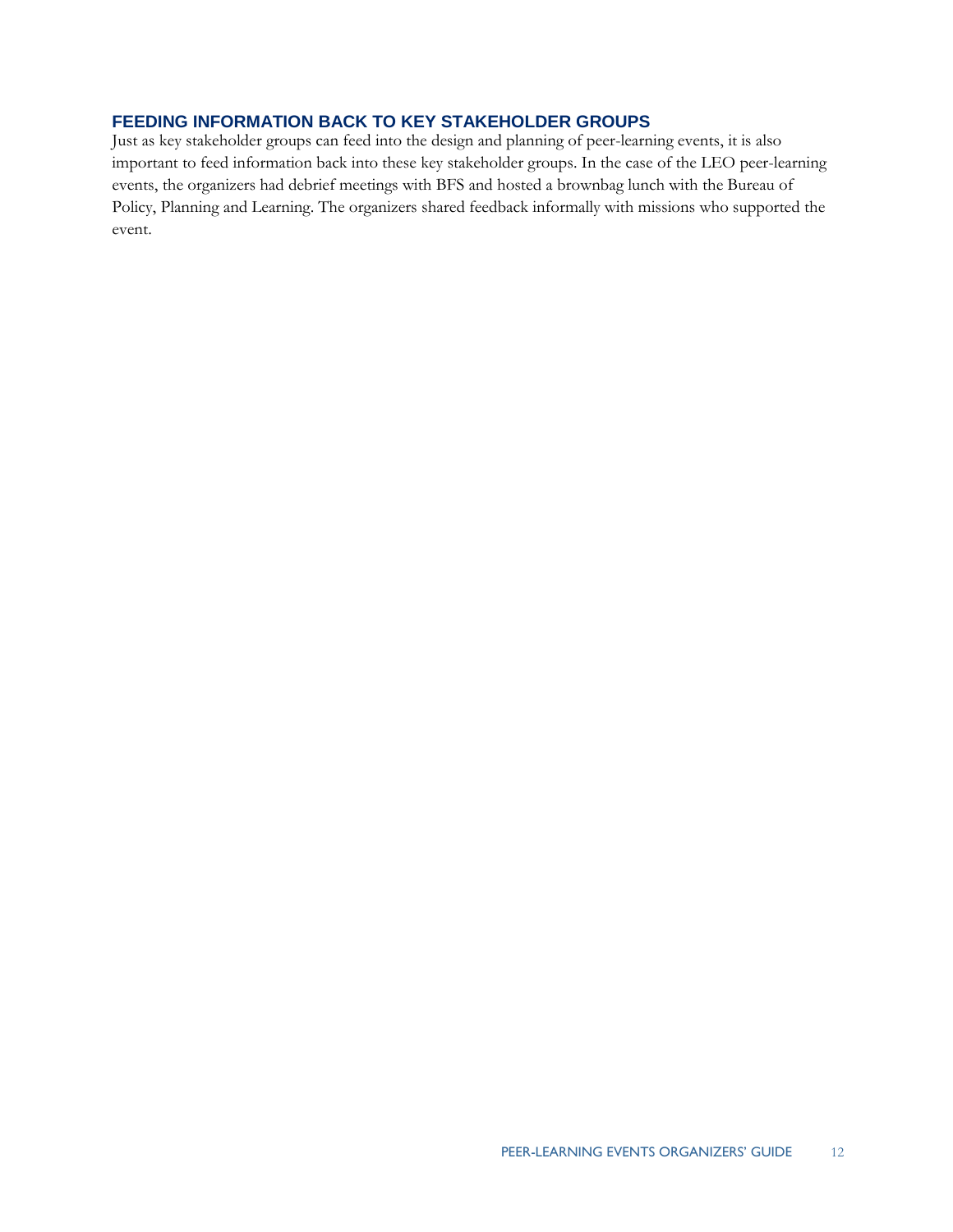## FEEDING INFORMATION BACK TO KEY STAKEHOLDER GROUPS

Just as key stakeholder groups can feed into the design and planning of peer-learning events, it is also important to feed information back into these key stakeholder groups. In the case of the LEO peer-learning events, the organizers had debrief meetings with BFS and hosted a brownbag lunch with the Bureau of Policy, Planning and Learning. The organizers shared feedback informally with missions who supported the event.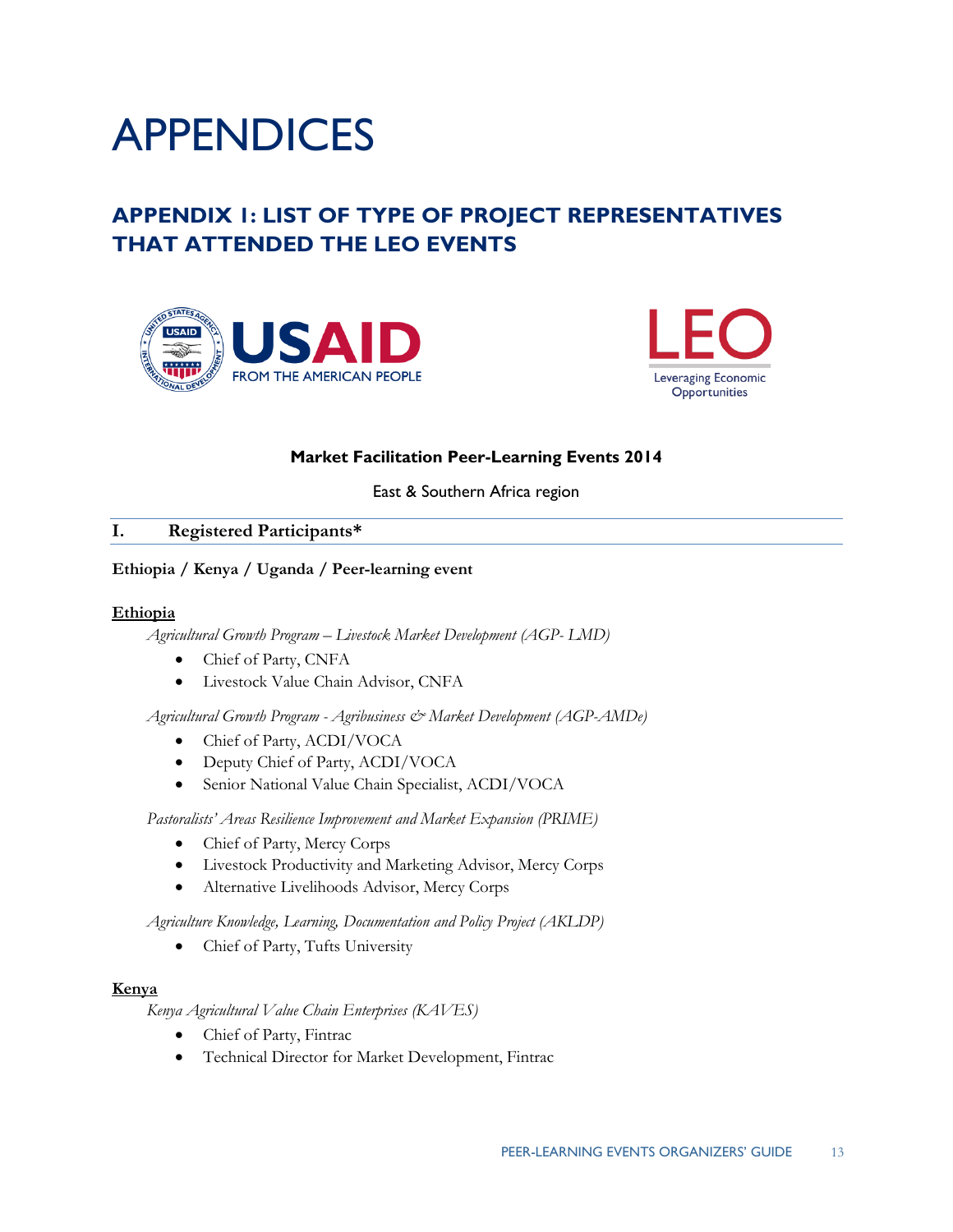# APPENDICES

## APPENDIX 1: LIST OF TYPE OF PROJECT REPRESENTATIVES THAT ATTENDED THE LEO EVENTS

**Market Facilitation Peer-Learning Events 2014**

East & Southern Africa region

### I. Registered Participants*

**Ethiopia / Kenya / Uganda / Peer-learning event**

**Ethiopia**

*Agricultural Growth Program – Livestock Market Development (AGP- LMD)*

- Chief of Party, CNFA
- Livestock Value Chain Advisor, CNFA

*Agricultural Growth Program - Agribusiness & Market Development (AGP-AMDe)*

- Chief of Party, ACDI/VOCA
- Deputy Chief of Party, ACDI/VOCA
- Senior National Value Chain Specialist, ACDI/VOCA

*Pastoralists' Areas Resilience Improvement and Market Expansion (PRIME)*

- Chief of Party, Mercy Corps
- Livestock Productivity and Marketing Advisor, Mercy Corps
- Alternative Livelihoods Advisor, Mercy Corps

*Agriculture Knowledge, Learning, Documentation and Policy Project (AKLDP)*

- Chief of Party, Tufts University

**Kenya**

*Kenya Agricultural Value Chain Enterprises (KAVES)*

- Chief of Party, Fintrac
- Technical Director for Market Development, Fintrac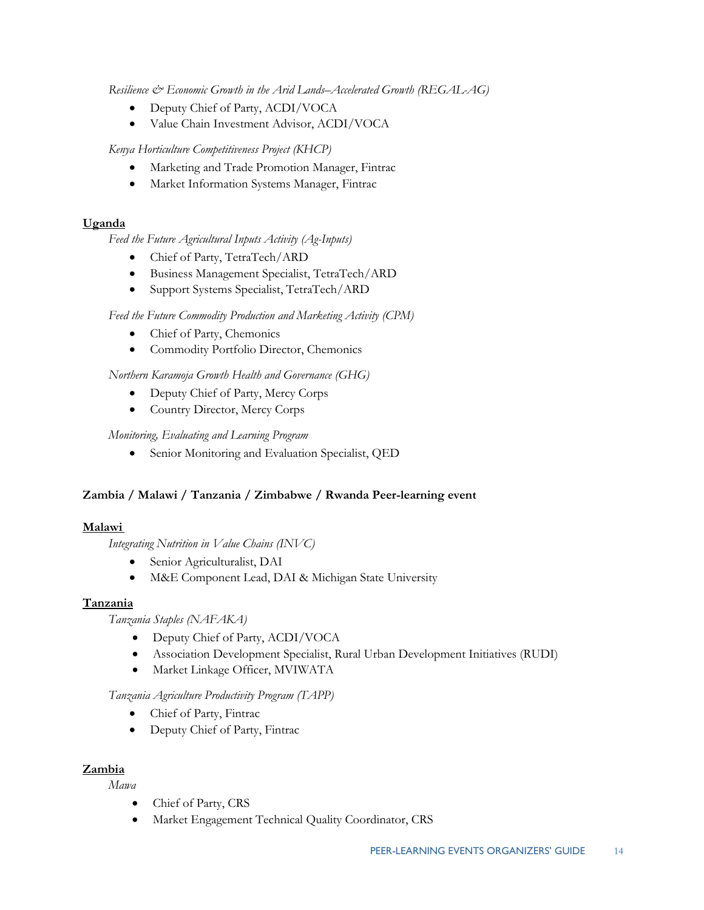*Resilience & Economic Growth in the Arid Lands–Accelerated Growth (REGAL-AG)*

- Deputy Chief of Party, ACDI/VOCA
- Value Chain Investment Advisor, ACDI/VOCA

*Kenya Horticulture Competitiveness Project (KHCP)*

- Marketing and Trade Promotion Manager, Fintrac
- Market Information Systems Manager, Fintrac

**Uganda**

*Feed the Future Agricultural Inputs Activity (Ag-Inputs)*

- Chief of Party, TetraTech/ARD
- Business Management Specialist, TetraTech/ARD
- Support Systems Specialist, TetraTech/ARD

*Feed the Future Commodity Production and Marketing Activity (CPM)*

- Chief of Party, Chemonics
- Commodity Portfolio Director, Chemonics

*Northern Karamoja Growth Health and Governance (GHG)*

- Deputy Chief of Party, Mercy Corps
- Country Director, Mercy Corps

*Monitoring, Evaluating and Learning Program*

- Senior Monitoring and Evaluation Specialist, QED

**Zambia / Malawi / Tanzania / Zimbabwe / Rwanda Peer-learning event**

**Malawi**

*Integrating Nutrition in Value Chains (INVC)*

- Senior Agriculturalist, DAI
- M&E Component Lead, DAI & Michigan State University

**Tanzania**

*Tanzania Staples (NAFAKA)*

- Deputy Chief of Party, ACDI/VOCA
- Association Development Specialist, Rural Urban Development Initiatives (RUDI)
- Market Linkage Officer, MVIWATA

*Tanzania Agriculture Productivity Program (TAPP)*

- Chief of Party, Fintrac
- Deputy Chief of Party, Fintrac

**Zambia**

*Mawa*

- Chief of Party, CRS
- Market Engagement Technical Quality Coordinator, CRS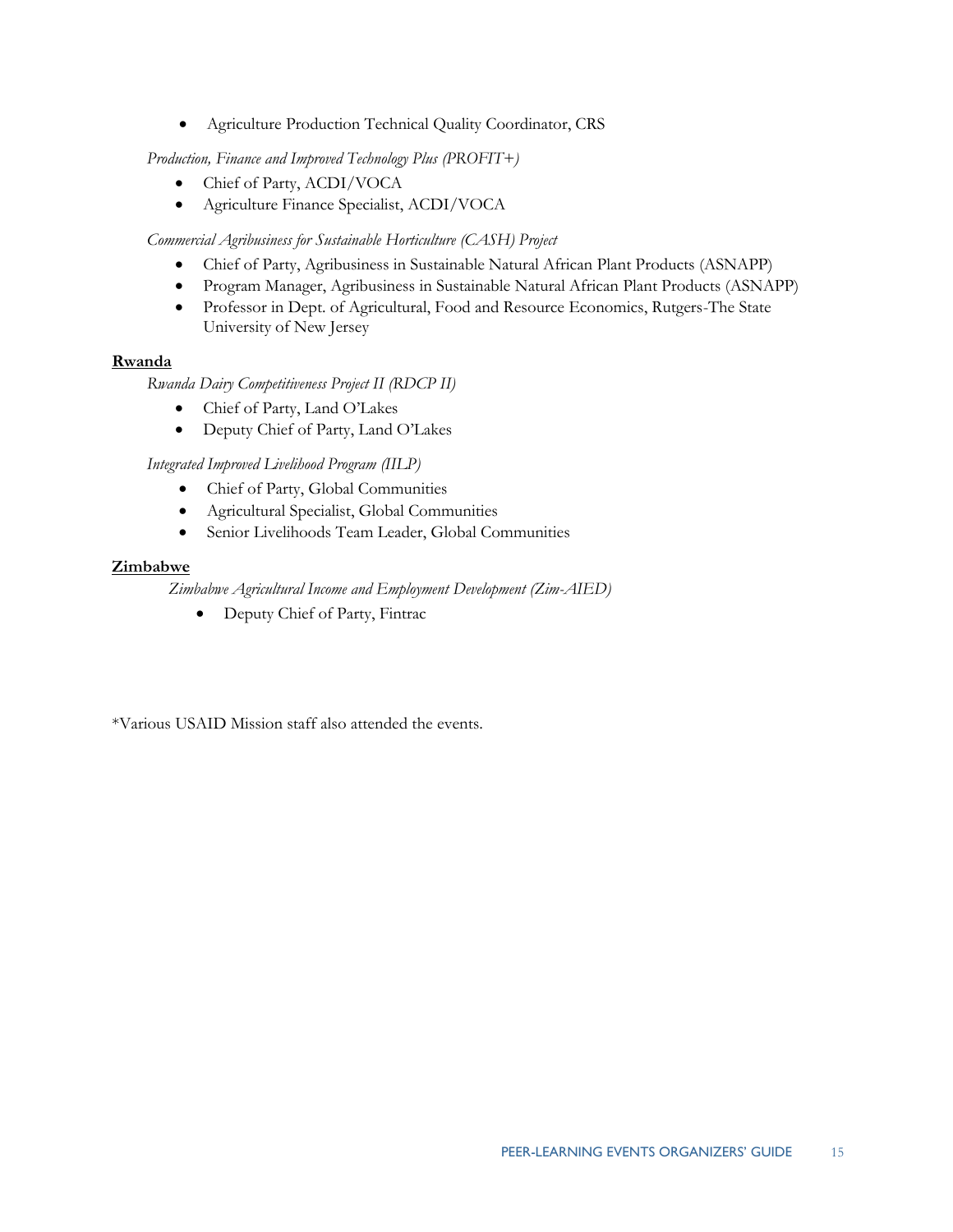- Agriculture Production Technical Quality Coordinator, CRS

*Production, Finance and Improved Technology Plus (PROFIT+)*

- Chief of Party, ACDI/VOCA
- Agriculture Finance Specialist, ACDI/VOCA

*Commercial Agribusiness for Sustainable Horticulture (CASH) Project*

- Chief of Party, Agribusiness in Sustainable Natural African Plant Products (ASNAPP)
- Program Manager, Agribusiness in Sustainable Natural African Plant Products (ASNAPP)
- Professor in Dept. of Agricultural, Food and Resource Economics, Rutgers-The State University of New Jersey

**Rwanda**

*Rwanda Dairy Competitiveness Project II (RDCP II)*

- Chief of Party, Land O'Lakes
- Deputy Chief of Party, Land O'Lakes

*Integrated Improved Livelihood Program (IILP)*

- Chief of Party, Global Communities
- Agricultural Specialist, Global Communities
- Senior Livelihoods Team Leader, Global Communities

**Zimbabwe**

*Zimbabwe Agricultural Income and Employment Development (Zim-AIED)*

- Deputy Chief of Party, Fintrac

*Various USAID Mission staff also attended the events.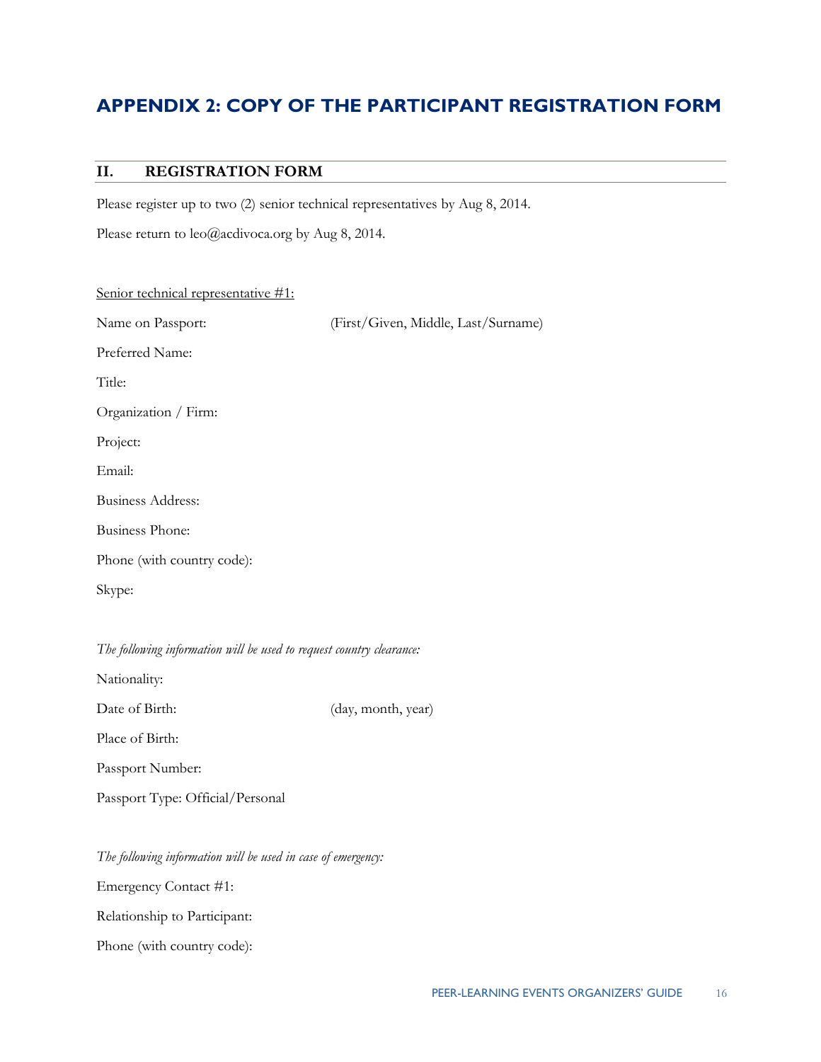# APPENDIX 2: COPY OF THE PARTICIPANT REGISTRATION FORM

## II. REGISTRATION FORM

Please register up to two (2) senior technical representatives by Aug 8, 2014.

Please return to leo@acdivoca.org by Aug 8, 2014.

Senior technical representative #1:

Name on Passport: (First/Given, Middle, Last/Surname)

Preferred Name:

Title:

Organization / Firm:

Project:

Email:

Business Address:

Business Phone:

Phone (with country code):

Skype:

*The following information will be used to request country clearance:*

Nationality:

Date of Birth: (day, month, year)

Place of Birth:

Passport Number:

Passport Type: Official/Personal

*The following information will be used in case of emergency:*

Emergency Contact #1:

Relationship to Participant:

Phone (with country code):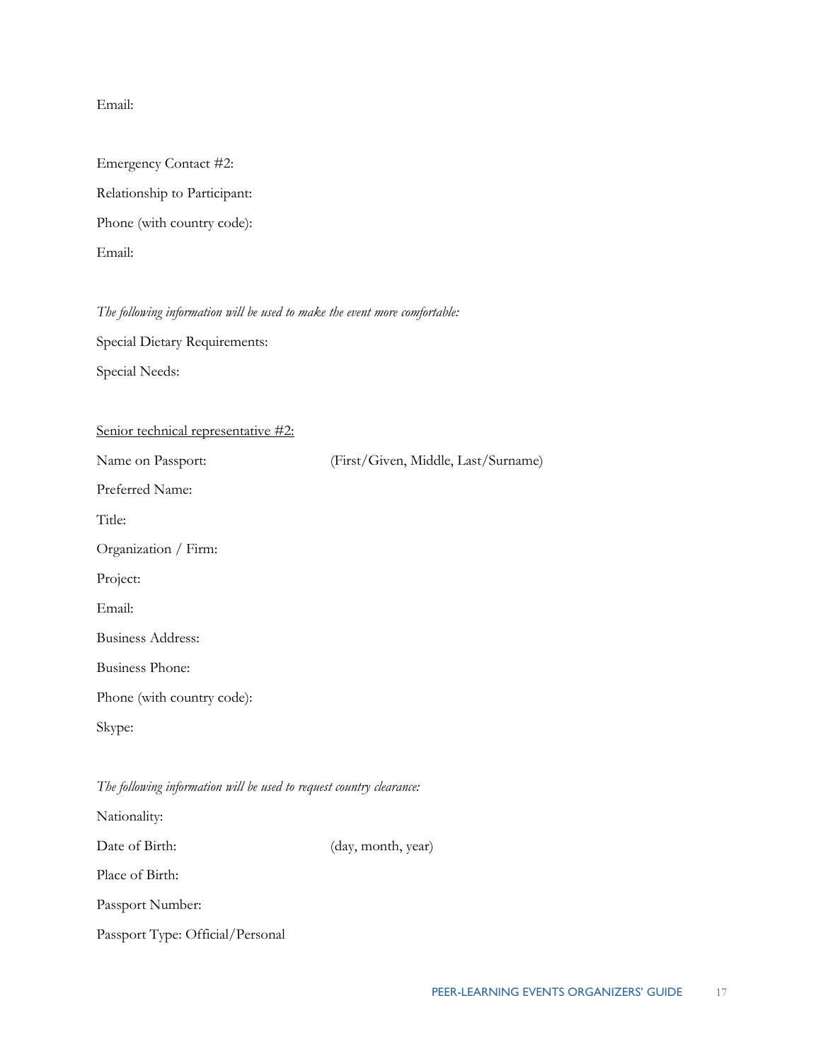Email:

Emergency Contact #2:

Relationship to Participant:

Phone (with country code):

Email:

*The following information will be used to make the event more comfortable:*

Special Dietary Requirements:

Special Needs:

<u>Senior technical representative #2:</u>

Name on Passport: (First/Given, Middle, Last/Surname)

Preferred Name:

Title:

Organization / Firm:

Project:

Email:

Business Address:

Business Phone:

Phone (with country code):

Skype:

*The following information will be used to request country clearance:*

Nationality:

Date of Birth: (day, month, year)

Place of Birth:

Passport Number:

Passport Type: Official/Personal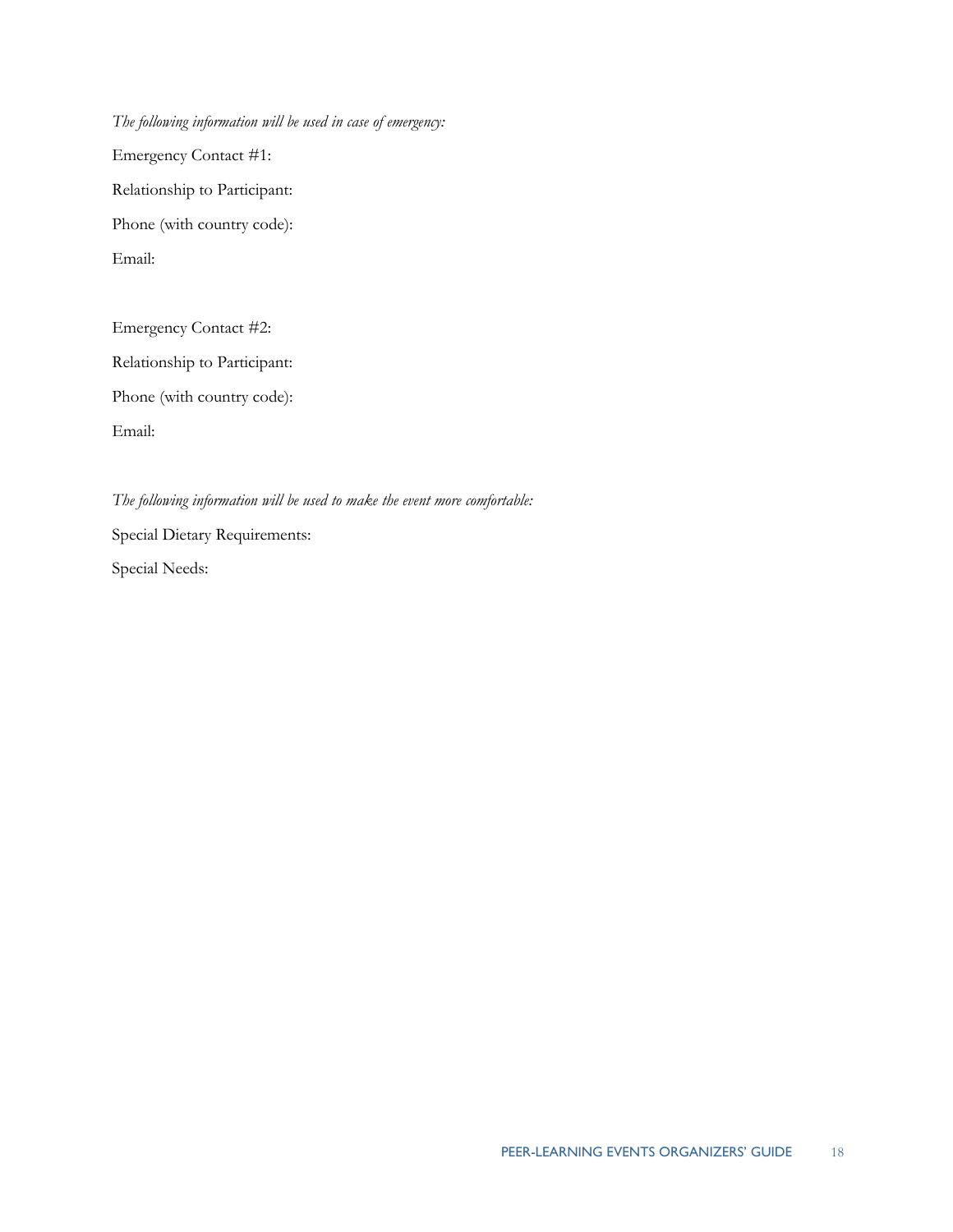*The following information will be used in case of emergency:*

Emergency Contact #1:

Relationship to Participant:

Phone (with country code):

Email:

Emergency Contact #2:

Relationship to Participant:

Phone (with country code):

Email:

*The following information will be used to make the event more comfortable:*

Special Dietary Requirements:

Special Needs: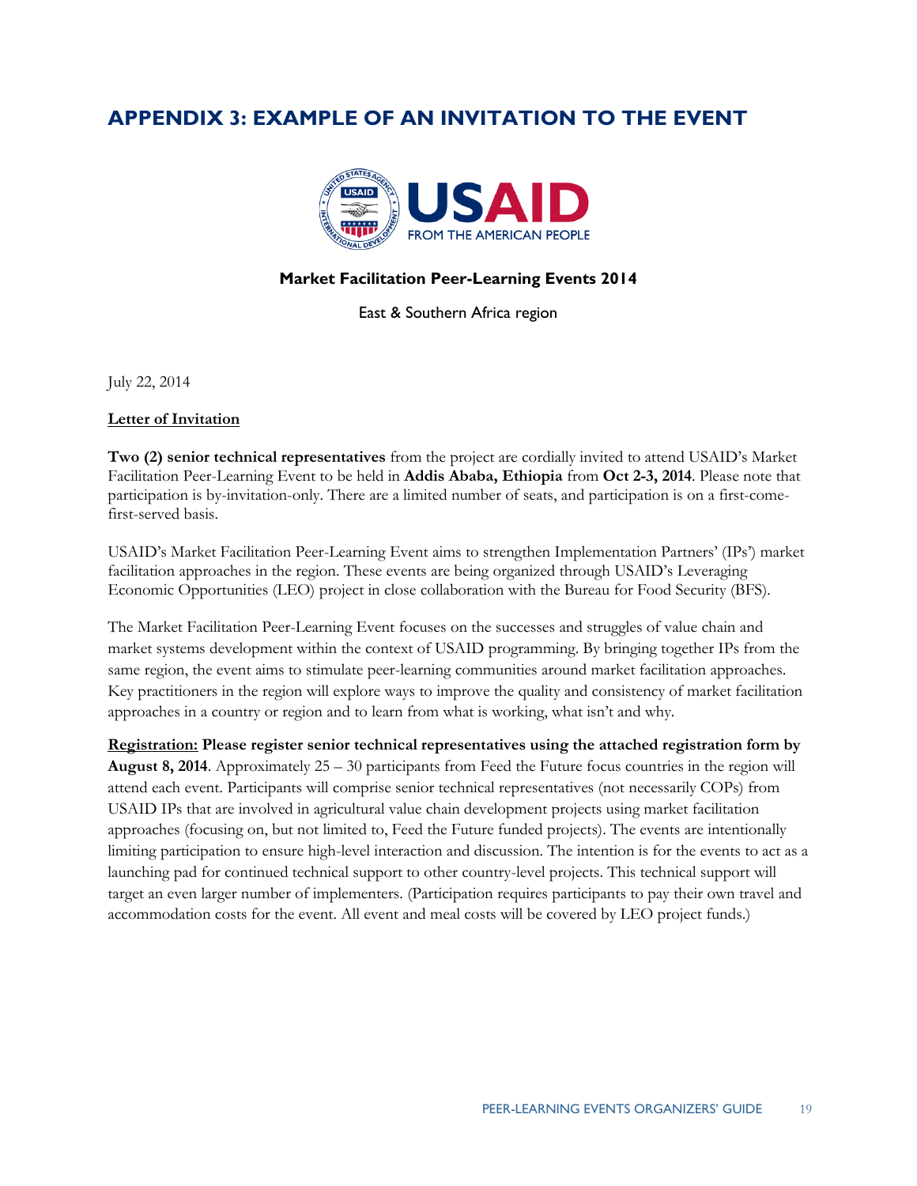## APPENDIX 3: EXAMPLE OF AN INVITATION TO THE EVENT

**Market Facilitation Peer-Learning Events 2014**

East & Southern Africa region

July 22, 2014

**Letter of Invitation**

**Two (2) senior technical representatives** from the project are cordially invited to attend USAID's Market Facilitation Peer-Learning Event to be held in **Addis Ababa, Ethiopia** from **Oct 2-3, 2014**. Please note that participation is by-invitation-only. There are a limited number of seats, and participation is on a first-come-first-served basis.

USAID's Market Facilitation Peer-Learning Event aims to strengthen Implementation Partners' (IPs') market facilitation approaches in the region. These events are being organized through USAID's Leveraging Economic Opportunities (LEO) project in close collaboration with the Bureau for Food Security (BFS).

The Market Facilitation Peer-Learning Event focuses on the successes and struggles of value chain and market systems development within the context of USAID programming. By bringing together IPs from the same region, the event aims to stimulate peer-learning communities around market facilitation approaches. Key practitioners in the region will explore ways to improve the quality and consistency of market facilitation approaches in a country or region and to learn from what is working, what isn't and why.

**Registration: Please register senior technical representatives using the attached registration form by August 8, 2014**. Approximately 25 – 30 participants from Feed the Future focus countries in the region will attend each event. Participants will comprise senior technical representatives (not necessarily COPs) from USAID IPs that are involved in agricultural value chain development projects using market facilitation approaches (focusing on, but not limited to, Feed the Future funded projects). The events are intentionally limiting participation to ensure high-level interaction and discussion. The intention is for the events to act as a launching pad for continued technical support to other country-level projects. This technical support will target an even larger number of implementers. (Participation requires participants to pay their own travel and accommodation costs for the event. All event and meal costs will be covered by LEO project funds.)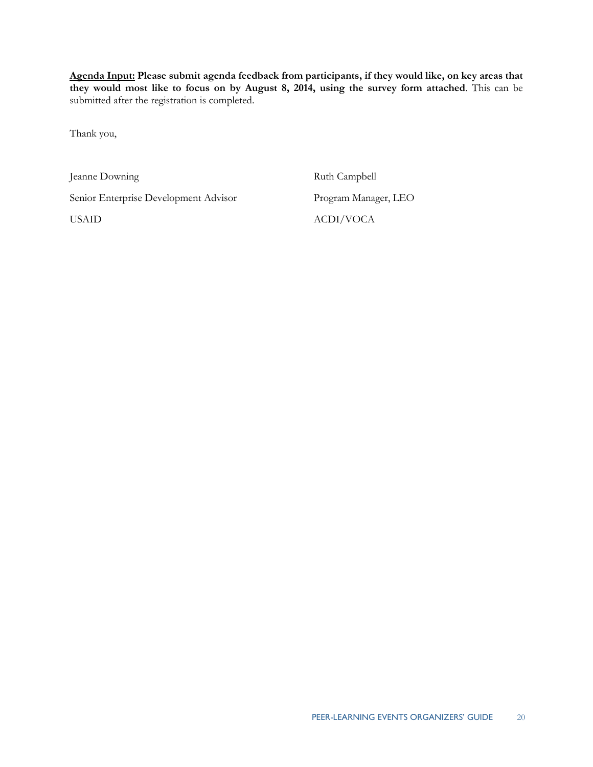**<u>Agenda Input:</u> Please submit agenda feedback from participants, if they would like, on key areas that they would most like to focus on by August 8, 2014, using the survey form attached**. This can be submitted after the registration is completed.

Thank you,

| | |
|---|---|
| Jeanne Downing | Ruth Campbell |
| Senior Enterprise Development Advisor | Program Manager, LEO |
| USAID | ACDI/VOCA |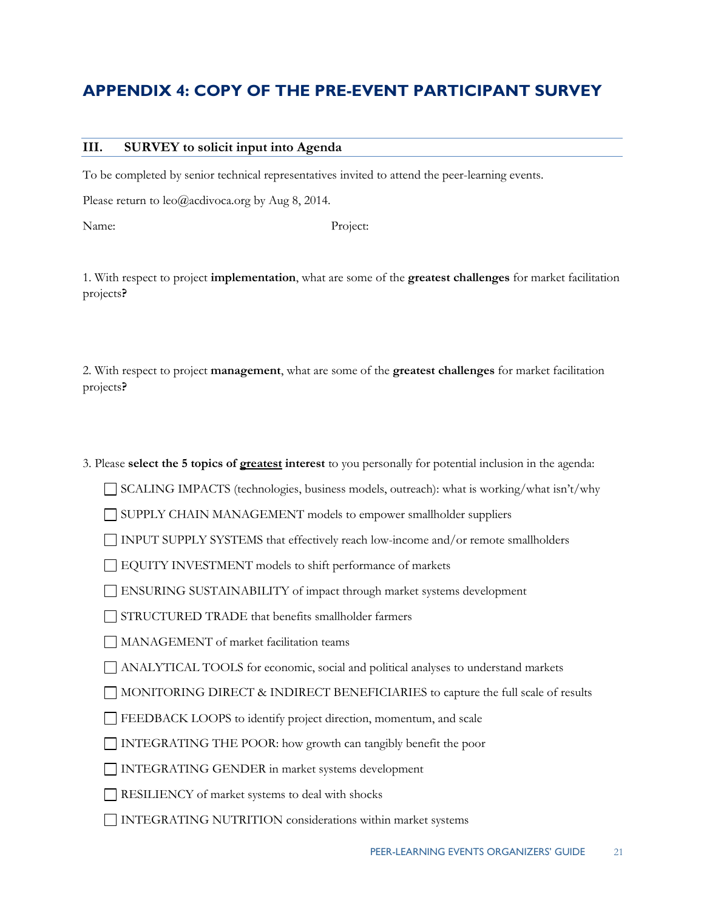# APPENDIX 4: COPY OF THE PRE-EVENT PARTICIPANT SURVEY

## III. SURVEY to solicit input into Agenda

To be completed by senior technical representatives invited to attend the peer-learning events.

Please return to leo@acdivoca.org by Aug 8, 2014.

Name: Project:

1. With respect to project **implementation**, what are some of the **greatest challenges** for market facilitation projects**?**

2. With respect to project **management**, what are some of the **greatest challenges** for market facilitation projects**?**

3. Please **select the 5 topics of <u>greatest</u> interest** to you personally for potential inclusion in the agenda:

- ☐ SCALING IMPACTS (technologies, business models, outreach): what is working/what isn't/why
- ☐ SUPPLY CHAIN MANAGEMENT models to empower smallholder suppliers
- ☐ INPUT SUPPLY SYSTEMS that effectively reach low-income and/or remote smallholders
- ☐ EQUITY INVESTMENT models to shift performance of markets
- ☐ ENSURING SUSTAINABILITY of impact through market systems development
- ☐ STRUCTURED TRADE that benefits smallholder farmers
- ☐ MANAGEMENT of market facilitation teams
- ☐ ANALYTICAL TOOLS for economic, social and political analyses to understand markets
- ☐ MONITORING DIRECT & INDIRECT BENEFICIARIES to capture the full scale of results
- ☐ FEEDBACK LOOPS to identify project direction, momentum, and scale
- ☐ INTEGRATING THE POOR: how growth can tangibly benefit the poor
- ☐ INTEGRATING GENDER in market systems development
- ☐ RESILIENCY of market systems to deal with shocks
- ☐ INTEGRATING NUTRITION considerations within market systems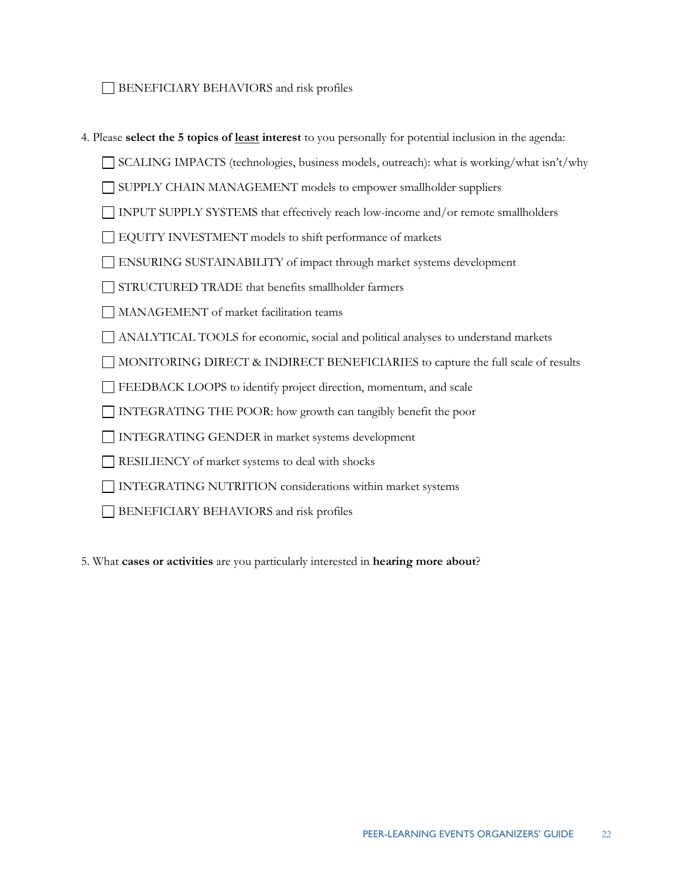- [ ] BENEFICIARY BEHAVIORS and risk profiles

4. Please **select the 5 topics of <u>least</u> interest** to you personally for potential inclusion in the agenda:

- [ ] SCALING IMPACTS (technologies, business models, outreach): what is working/what isn't/why
- [ ] SUPPLY CHAIN MANAGEMENT models to empower smallholder suppliers
- [ ] INPUT SUPPLY SYSTEMS that effectively reach low-income and/or remote smallholders
- [ ] EQUITY INVESTMENT models to shift performance of markets
- [ ] ENSURING SUSTAINABILITY of impact through market systems development
- [ ] STRUCTURED TRADE that benefits smallholder farmers
- [ ] MANAGEMENT of market facilitation teams
- [ ] ANALYTICAL TOOLS for economic, social and political analyses to understand markets
- [ ] MONITORING DIRECT & INDIRECT BENEFICIARIES to capture the full scale of results
- [ ] FEEDBACK LOOPS to identify project direction, momentum, and scale
- [ ] INTEGRATING THE POOR: how growth can tangibly benefit the poor
- [ ] INTEGRATING GENDER in market systems development
- [ ] RESILIENCY of market systems to deal with shocks
- [ ] INTEGRATING NUTRITION considerations within market systems
- [ ] BENEFICIARY BEHAVIORS and risk profiles

5. What **cases or activities** are you particularly interested in **hearing more about**?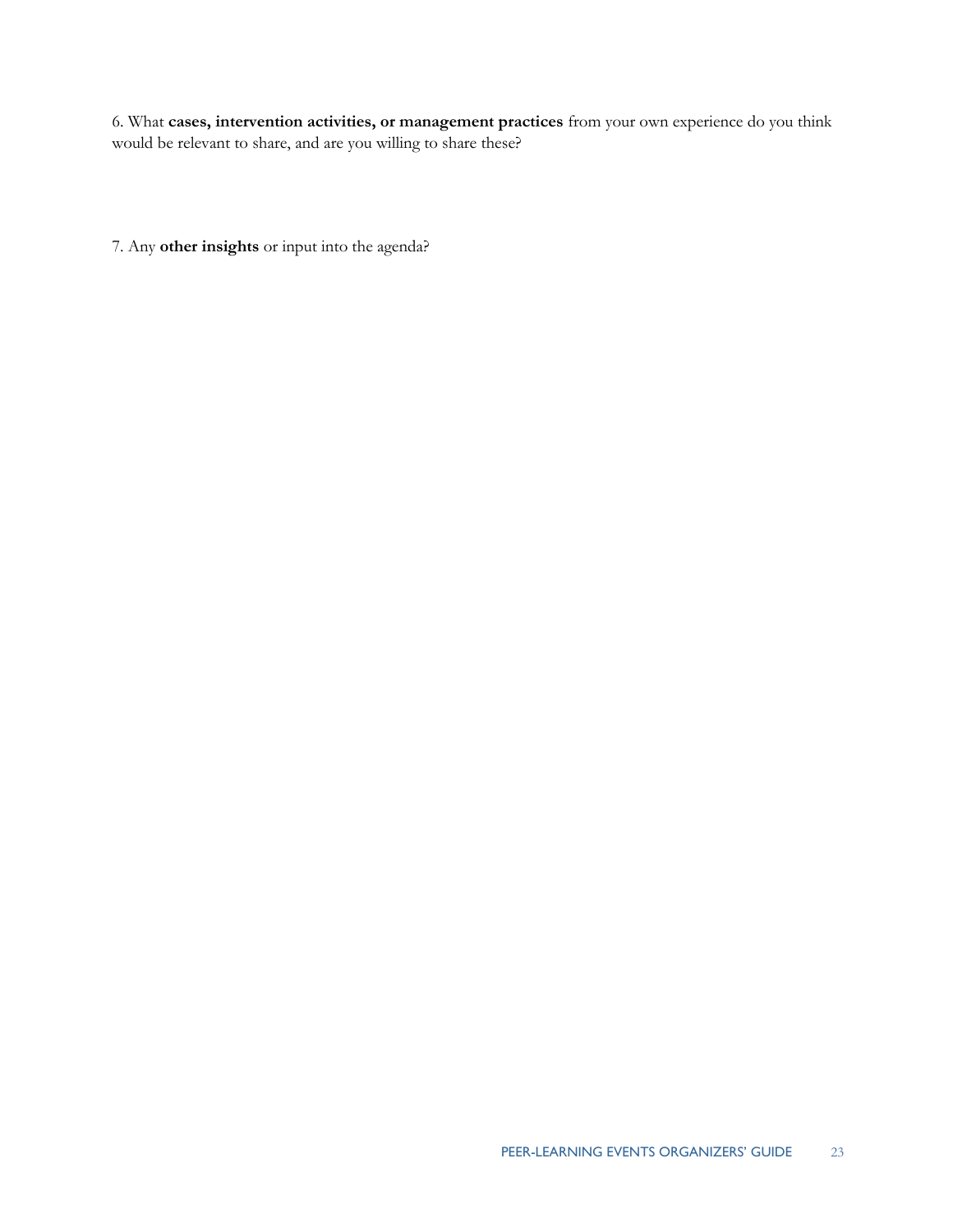6. What **cases, intervention activities, or management practices** from your own experience do you think would be relevant to share, and are you willing to share these?

7. Any **other insights** or input into the agenda?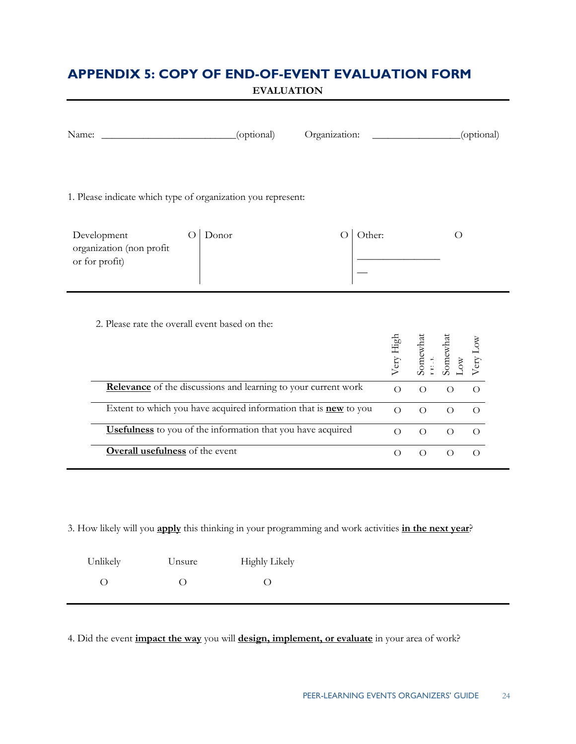# APPENDIX 5: COPY OF END-OF-EVENT EVALUATION FORM

**EVALUATION**

Name: ___________________________(optional) Organization: _________________(optional)

1. Please indicate which type of organization you represent:

| Development organization (non profit or for profit) O | Donor O | Other: ________________ O |
|---|---|---|

2. Please rate the overall event based on the:

| | Very High | Somewhat High | Somewhat Low | Very Low |
|---|---|---|---|---|
| **Relevance** of the discussions and learning to your current work | O | O | O | O |
| Extent to which you have acquired information that is **new** to you | O | O | O | O |
| **Usefulness** to you of the information that you have acquired | O | O | O | O |
| **Overall usefulness** of the event | O | O | O | O |

3. How likely will you **apply** this thinking in your programming and work activities **in the next year**?

| Unlikely | Unsure | Highly Likely |
|---|---|---|
| O | O | O |

4. Did the event **impact the way** you will **design, implement, or evaluate** in your area of work?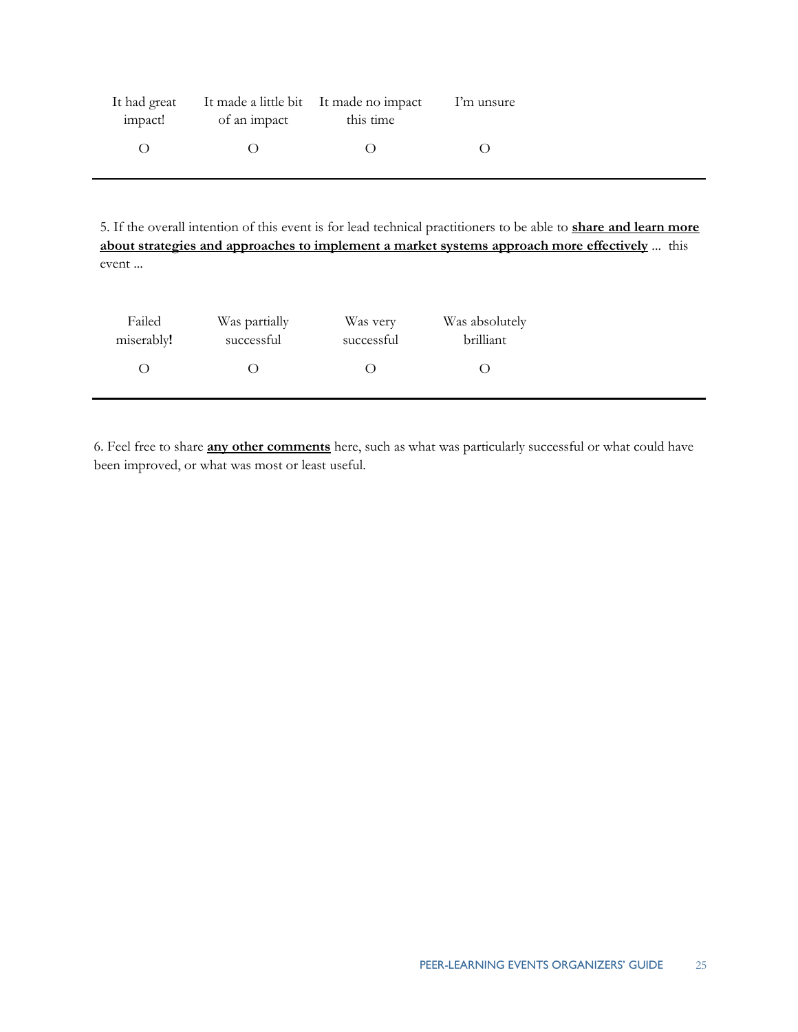| It had great impact! | It made a little bit of an impact | It made no impact this time | I'm unsure |
| --- | --- | --- | --- |
| O | O | O | O |

---

5. If the overall intention of this event is for lead technical practitioners to be able to **share and learn more about strategies and approaches to implement a market systems approach more effectively** ... this event ...

| Failed miserably**!** | Was partially successful | Was very successful | Was absolutely brilliant |
| --- | --- | --- | --- |
| O | O | O | O |

---

6. Feel free to share **any other comments** here, such as what was particularly successful or what could have been improved, or what was most or least useful.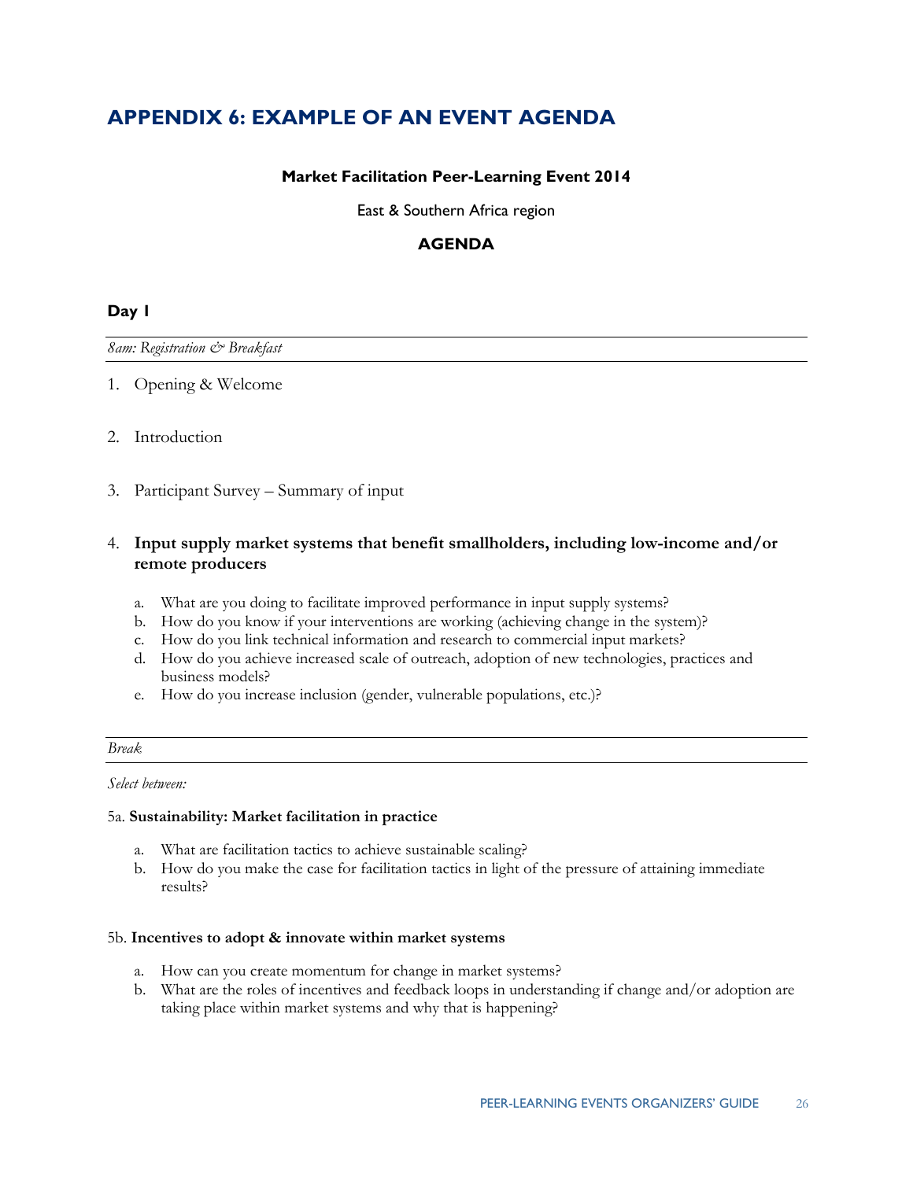# APPENDIX 6: EXAMPLE OF AN EVENT AGENDA

**Market Facilitation Peer-Learning Event 2014**

East & Southern Africa region

**AGENDA**

**Day 1**

*8am: Registration & Breakfast*

1. Opening & Welcome

2. Introduction

3. Participant Survey – Summary of input

4. **Input supply market systems that benefit smallholders, including low-income and/or remote producers**

   a. What are you doing to facilitate improved performance in input supply systems?
   b. How do you know if your interventions are working (achieving change in the system)?
   c. How do you link technical information and research to commercial input markets?
   d. How do you achieve increased scale of outreach, adoption of new technologies, practices and business models?
   e. How do you increase inclusion (gender, vulnerable populations, etc.)?

*Break*

*Select between:*

5a. **Sustainability: Market facilitation in practice**

   a. What are facilitation tactics to achieve sustainable scaling?
   b. How do you make the case for facilitation tactics in light of the pressure of attaining immediate results?

5b. **Incentives to adopt & innovate within market systems**

   a. How can you create momentum for change in market systems?
   b. What are the roles of incentives and feedback loops in understanding if change and/or adoption are taking place within market systems and why that is happening?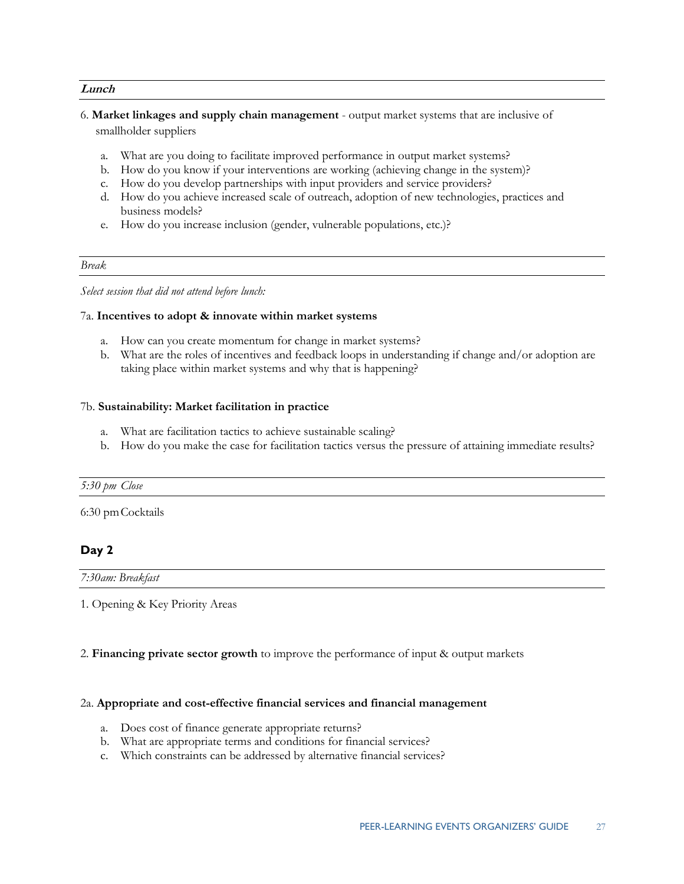***Lunch***

6. **Market linkages and supply chain management** - output market systems that are inclusive of smallholder suppliers

   a. What are you doing to facilitate improved performance in output market systems?
   b. How do you know if your interventions are working (achieving change in the system)?
   c. How do you develop partnerships with input providers and service providers?
   d. How do you achieve increased scale of outreach, adoption of new technologies, practices and business models?
   e. How do you increase inclusion (gender, vulnerable populations, etc.)?

*Break*

*Select session that did not attend before lunch:*

7a. **Incentives to adopt & innovate within market systems**

   a. How can you create momentum for change in market systems?
   b. What are the roles of incentives and feedback loops in understanding if change and/or adoption are taking place within market systems and why that is happening?

7b. **Sustainability: Market facilitation in practice**

   a. What are facilitation tactics to achieve sustainable scaling?
   b. How do you make the case for facilitation tactics versus the pressure of attaining immediate results?

*5:30 pm Close*

6:30 pm Cocktails

## Day 2

*7:30am: Breakfast*

1. Opening & Key Priority Areas

2. **Financing private sector growth** to improve the performance of input & output markets

2a. **Appropriate and cost-effective financial services and financial management**

   a. Does cost of finance generate appropriate returns?
   b. What are appropriate terms and conditions for financial services?
   c. Which constraints can be addressed by alternative financial services?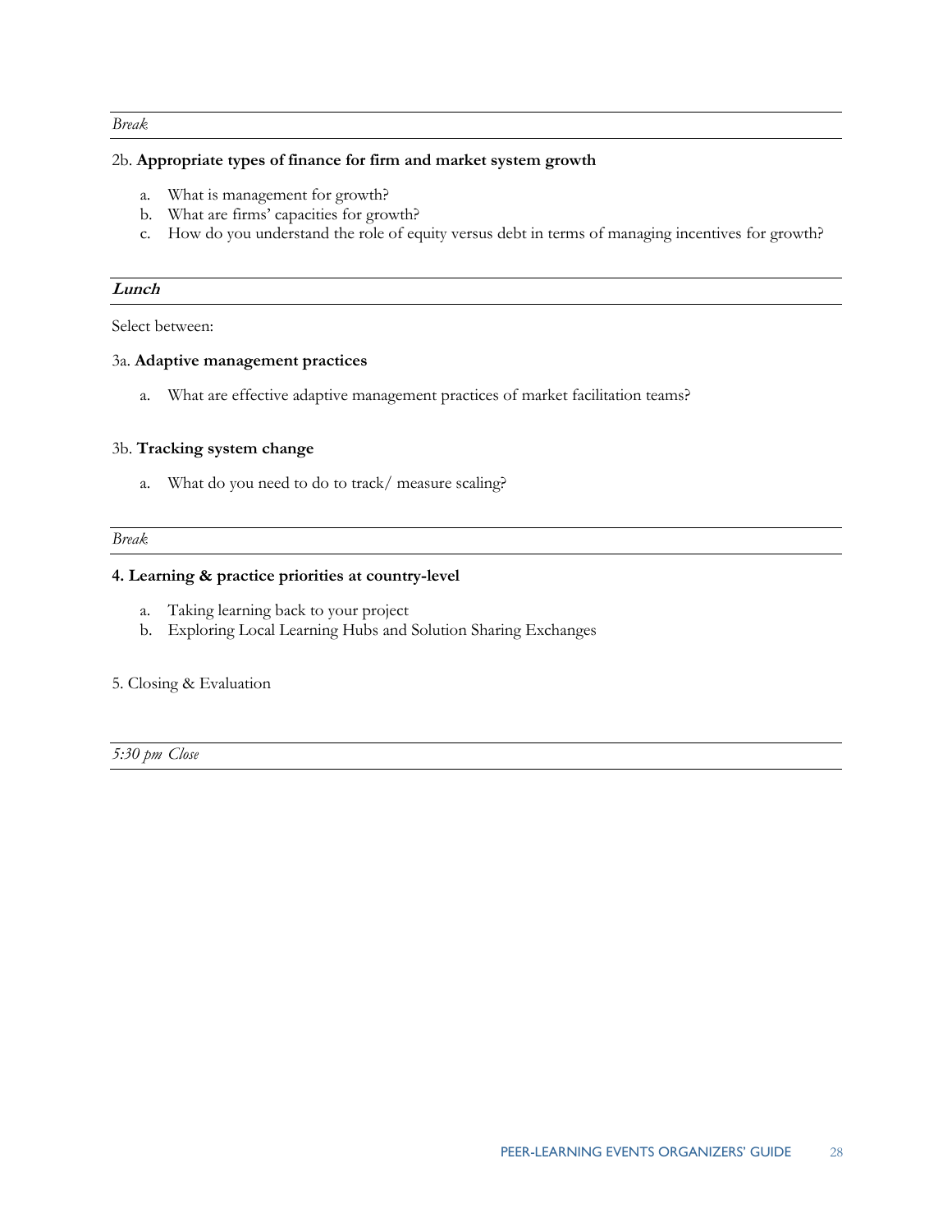*Break*

2b. **Appropriate types of finance for firm and market system growth**

a. What is management for growth?
b. What are firms' capacities for growth?
c. How do you understand the role of equity versus debt in terms of managing incentives for growth?

***Lunch***

Select between:

3a. **Adaptive management practices**

a. What are effective adaptive management practices of market facilitation teams?

3b. **Tracking system change**

a. What do you need to do to track/ measure scaling?

*Break*

**4. Learning & practice priorities at country-level**

a. Taking learning back to your project
b. Exploring Local Learning Hubs and Solution Sharing Exchanges

5. Closing & Evaluation

*5:30 pm Close*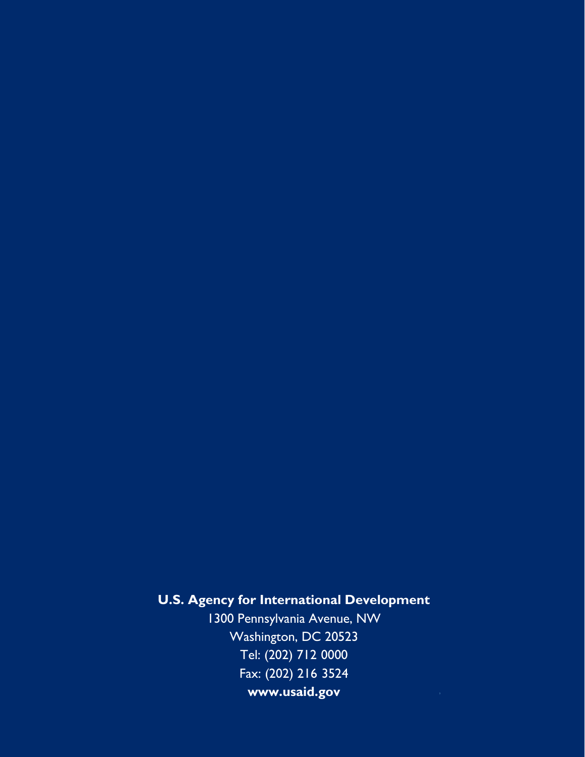**U.S. Agency for International Development**

1300 Pennsylvania Avenue, NW

Washington, DC 20523

Tel: (202) 712 0000

Fax: (202) 216 3524

**www.usaid.gov**